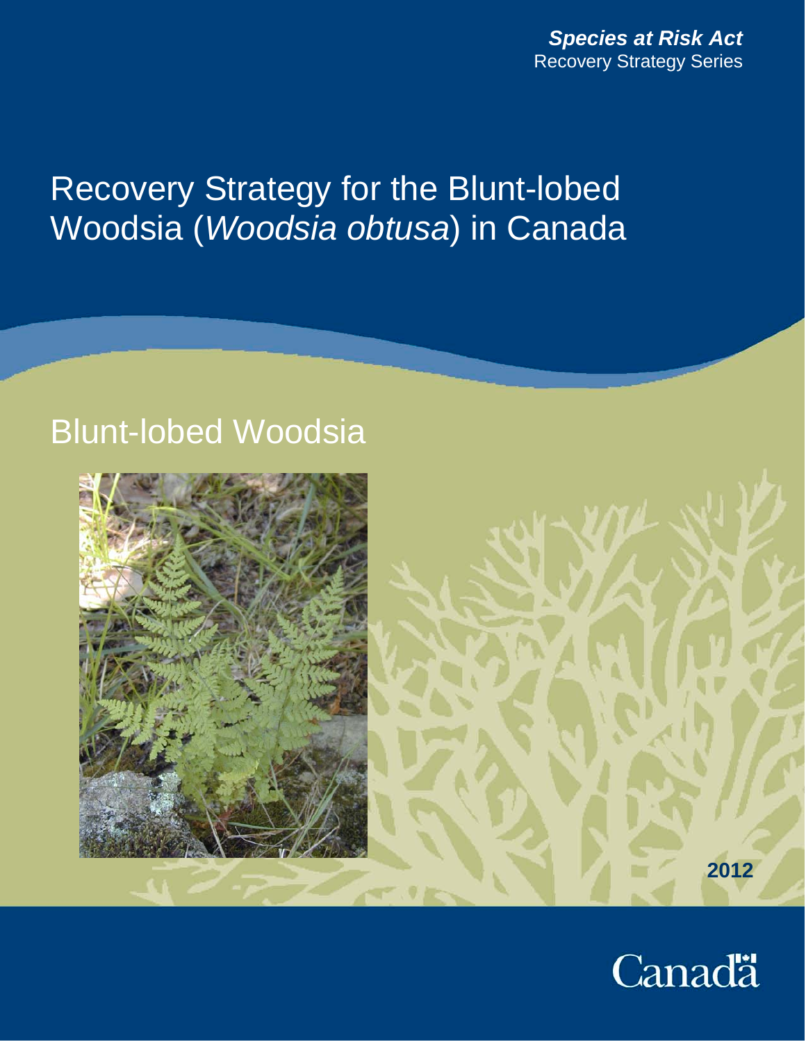***Species at Risk Act***
Recovery Strategy Series

# Recovery Strategy for the Blunt-lobed Woodsia (*Woodsia obtusa*) in Canada

## Blunt-lobed Woodsia

**2012**

Canada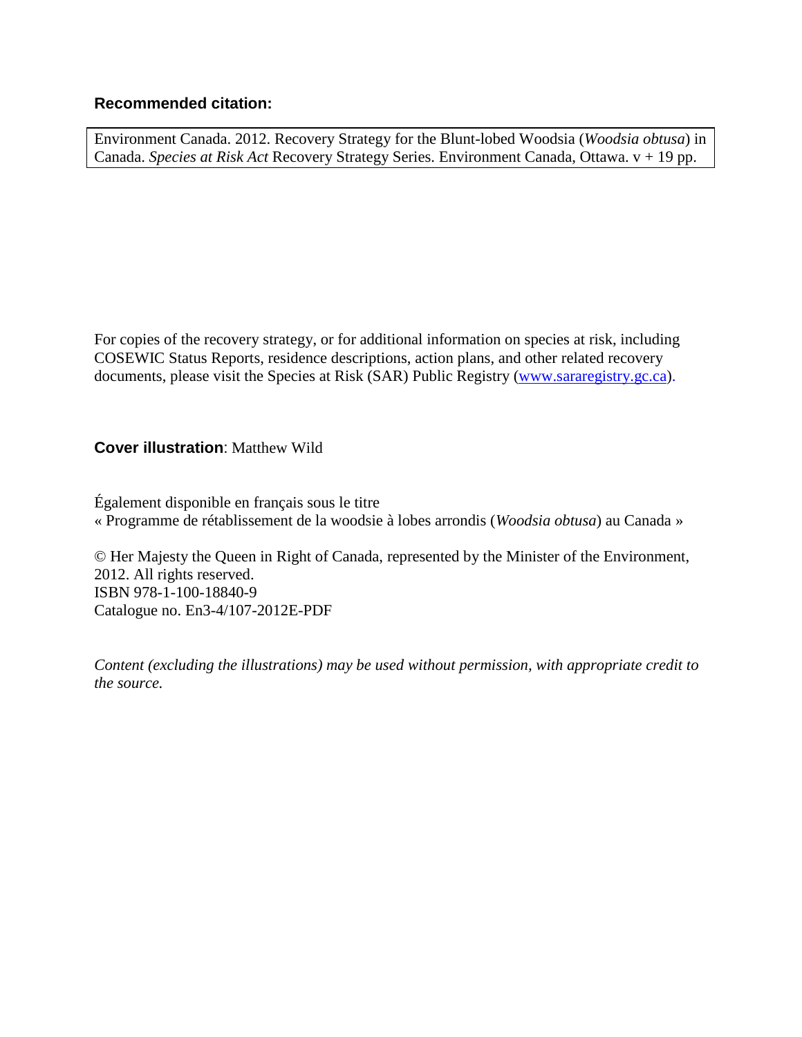**Recommended citation:**

Environment Canada. 2012. Recovery Strategy for the Blunt-lobed Woodsia (*Woodsia obtusa*) in Canada. *Species at Risk Act* Recovery Strategy Series. Environment Canada, Ottawa. v + 19 pp.

For copies of the recovery strategy, or for additional information on species at risk, including COSEWIC Status Reports, residence descriptions, action plans, and other related recovery documents, please visit the Species at Risk (SAR) Public Registry (www.sararegistry.gc.ca).

**Cover illustration**: Matthew Wild

Également disponible en français sous le titre
« Programme de rétablissement de la woodsie à lobes arrondis (*Woodsia obtusa*) au Canada »

© Her Majesty the Queen in Right of Canada, represented by the Minister of the Environment, 2012. All rights reserved.
ISBN 978-1-100-18840-9
Catalogue no. En3-4/107-2012E-PDF

*Content (excluding the illustrations) may be used without permission, with appropriate credit to the source.*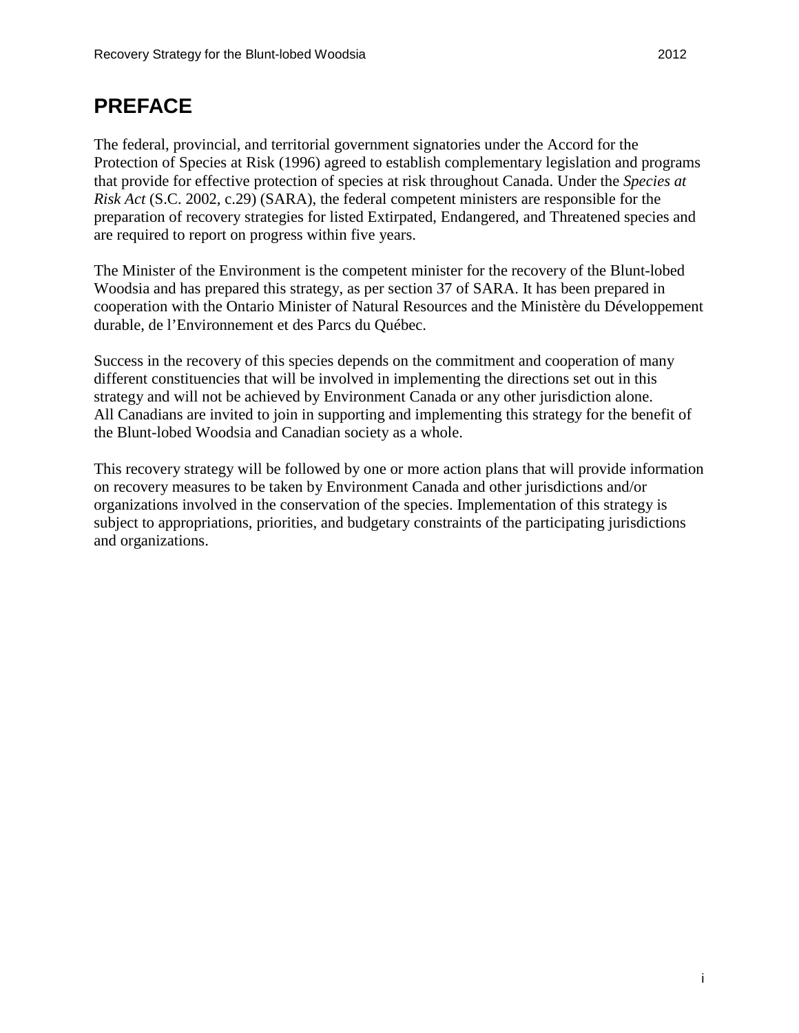# PREFACE

The federal, provincial, and territorial government signatories under the Accord for the Protection of Species at Risk (1996) agreed to establish complementary legislation and programs that provide for effective protection of species at risk throughout Canada. Under the *Species at Risk Act* (S.C. 2002, c.29) (SARA), the federal competent ministers are responsible for the preparation of recovery strategies for listed Extirpated, Endangered, and Threatened species and are required to report on progress within five years.

The Minister of the Environment is the competent minister for the recovery of the Blunt-lobed Woodsia and has prepared this strategy, as per section 37 of SARA. It has been prepared in cooperation with the Ontario Minister of Natural Resources and the Ministère du Développement durable, de l'Environnement et des Parcs du Québec.

Success in the recovery of this species depends on the commitment and cooperation of many different constituencies that will be involved in implementing the directions set out in this strategy and will not be achieved by Environment Canada or any other jurisdiction alone. All Canadians are invited to join in supporting and implementing this strategy for the benefit of the Blunt-lobed Woodsia and Canadian society as a whole.

This recovery strategy will be followed by one or more action plans that will provide information on recovery measures to be taken by Environment Canada and other jurisdictions and/or organizations involved in the conservation of the species. Implementation of this strategy is subject to appropriations, priorities, and budgetary constraints of the participating jurisdictions and organizations.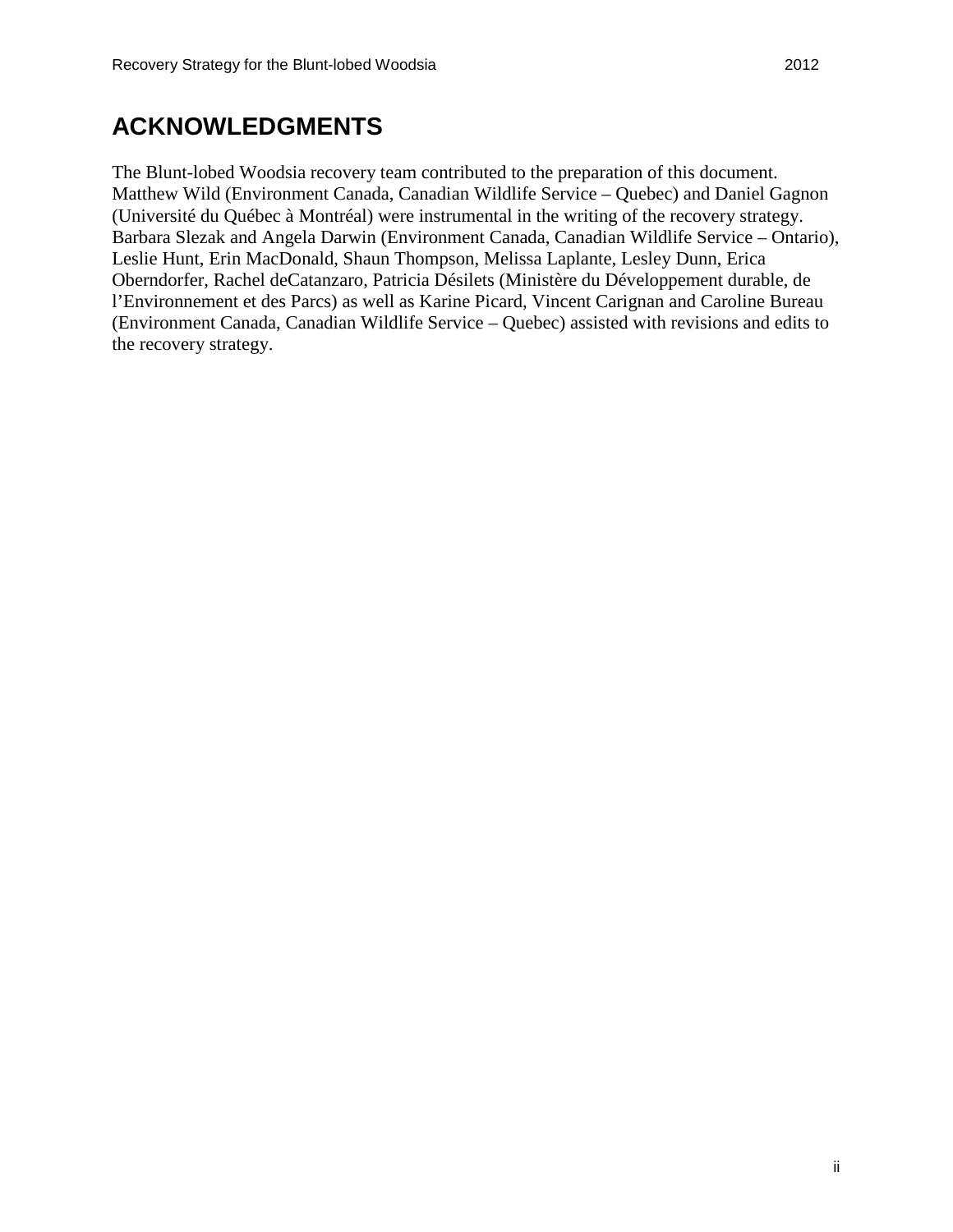# ACKNOWLEDGMENTS

The Blunt-lobed Woodsia recovery team contributed to the preparation of this document. Matthew Wild (Environment Canada, Canadian Wildlife Service – Quebec) and Daniel Gagnon (Université du Québec à Montréal) were instrumental in the writing of the recovery strategy. Barbara Slezak and Angela Darwin (Environment Canada, Canadian Wildlife Service – Ontario), Leslie Hunt, Erin MacDonald, Shaun Thompson, Melissa Laplante, Lesley Dunn, Erica Oberndorfer, Rachel deCatanzaro, Patricia Désilets (Ministère du Développement durable, de l'Environnement et des Parcs) as well as Karine Picard, Vincent Carignan and Caroline Bureau (Environment Canada, Canadian Wildlife Service – Quebec) assisted with revisions and edits to the recovery strategy.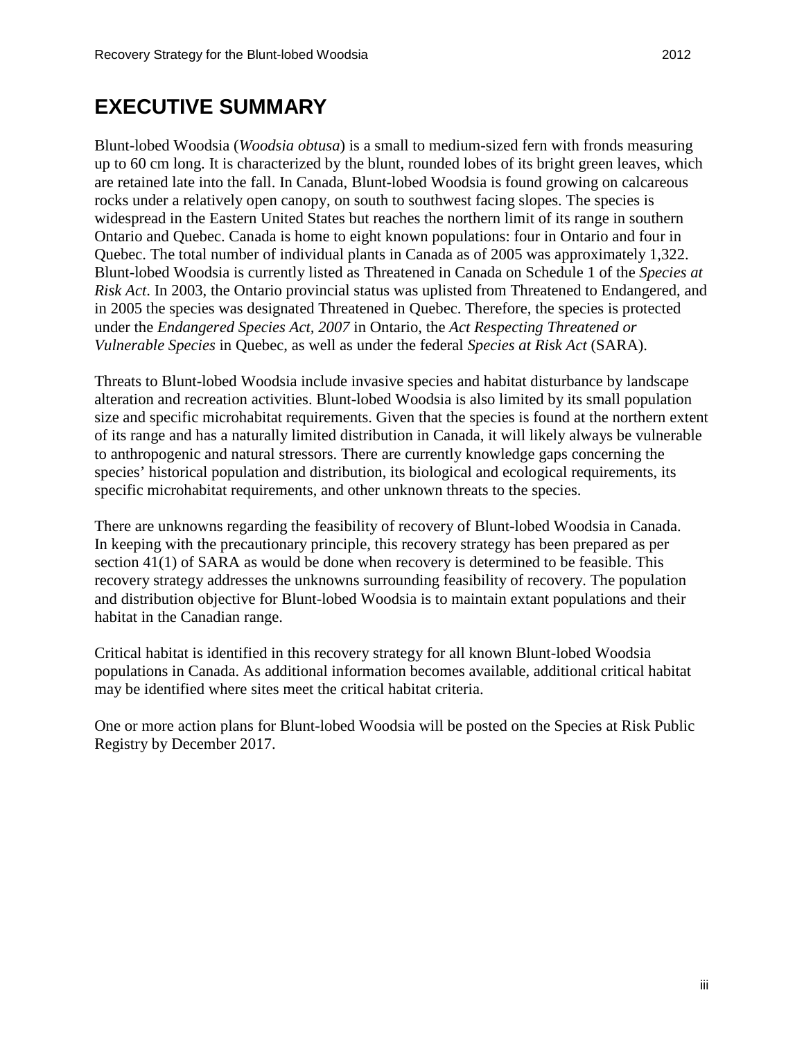# EXECUTIVE SUMMARY

Blunt-lobed Woodsia (*Woodsia obtusa*) is a small to medium-sized fern with fronds measuring up to 60 cm long. It is characterized by the blunt, rounded lobes of its bright green leaves, which are retained late into the fall. In Canada, Blunt-lobed Woodsia is found growing on calcareous rocks under a relatively open canopy, on south to southwest facing slopes. The species is widespread in the Eastern United States but reaches the northern limit of its range in southern Ontario and Quebec. Canada is home to eight known populations: four in Ontario and four in Quebec. The total number of individual plants in Canada as of 2005 was approximately 1,322. Blunt-lobed Woodsia is currently listed as Threatened in Canada on Schedule 1 of the *Species at Risk Act*. In 2003, the Ontario provincial status was uplisted from Threatened to Endangered, and in 2005 the species was designated Threatened in Quebec. Therefore, the species is protected under the *Endangered Species Act, 2007* in Ontario, the *Act Respecting Threatened or Vulnerable Species* in Quebec, as well as under the federal *Species at Risk Act* (SARA).

Threats to Blunt-lobed Woodsia include invasive species and habitat disturbance by landscape alteration and recreation activities. Blunt-lobed Woodsia is also limited by its small population size and specific microhabitat requirements. Given that the species is found at the northern extent of its range and has a naturally limited distribution in Canada, it will likely always be vulnerable to anthropogenic and natural stressors. There are currently knowledge gaps concerning the species' historical population and distribution, its biological and ecological requirements, its specific microhabitat requirements, and other unknown threats to the species.

There are unknowns regarding the feasibility of recovery of Blunt-lobed Woodsia in Canada. In keeping with the precautionary principle, this recovery strategy has been prepared as per section 41(1) of SARA as would be done when recovery is determined to be feasible. This recovery strategy addresses the unknowns surrounding feasibility of recovery. The population and distribution objective for Blunt-lobed Woodsia is to maintain extant populations and their habitat in the Canadian range.

Critical habitat is identified in this recovery strategy for all known Blunt-lobed Woodsia populations in Canada. As additional information becomes available, additional critical habitat may be identified where sites meet the critical habitat criteria.

One or more action plans for Blunt-lobed Woodsia will be posted on the Species at Risk Public Registry by December 2017.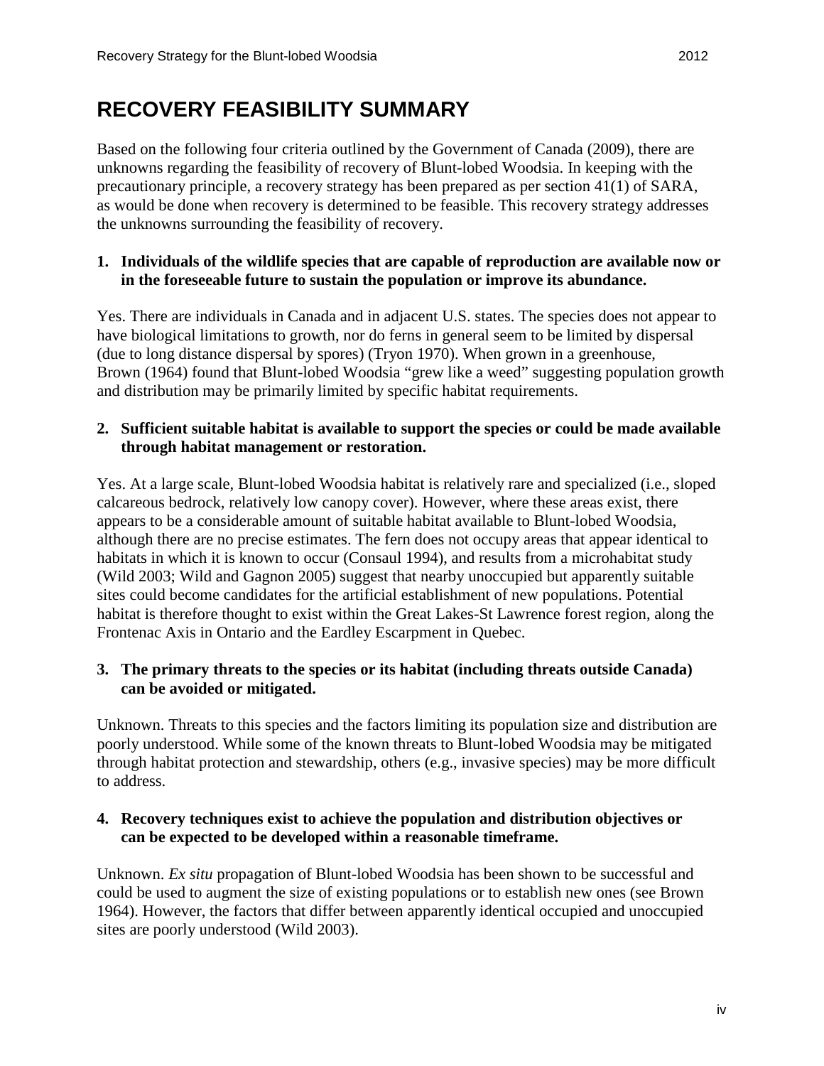# RECOVERY FEASIBILITY SUMMARY

Based on the following four criteria outlined by the Government of Canada (2009), there are unknowns regarding the feasibility of recovery of Blunt-lobed Woodsia. In keeping with the precautionary principle, a recovery strategy has been prepared as per section 41(1) of SARA, as would be done when recovery is determined to be feasible. This recovery strategy addresses the unknowns surrounding the feasibility of recovery.

**1. Individuals of the wildlife species that are capable of reproduction are available now or in the foreseeable future to sustain the population or improve its abundance.**

Yes. There are individuals in Canada and in adjacent U.S. states. The species does not appear to have biological limitations to growth, nor do ferns in general seem to be limited by dispersal (due to long distance dispersal by spores) (Tryon 1970). When grown in a greenhouse, Brown (1964) found that Blunt-lobed Woodsia "grew like a weed" suggesting population growth and distribution may be primarily limited by specific habitat requirements.

**2. Sufficient suitable habitat is available to support the species or could be made available through habitat management or restoration.**

Yes. At a large scale, Blunt-lobed Woodsia habitat is relatively rare and specialized (i.e., sloped calcareous bedrock, relatively low canopy cover). However, where these areas exist, there appears to be a considerable amount of suitable habitat available to Blunt-lobed Woodsia, although there are no precise estimates. The fern does not occupy areas that appear identical to habitats in which it is known to occur (Consaul 1994), and results from a microhabitat study (Wild 2003; Wild and Gagnon 2005) suggest that nearby unoccupied but apparently suitable sites could become candidates for the artificial establishment of new populations. Potential habitat is therefore thought to exist within the Great Lakes-St Lawrence forest region, along the Frontenac Axis in Ontario and the Eardley Escarpment in Quebec.

**3. The primary threats to the species or its habitat (including threats outside Canada) can be avoided or mitigated.**

Unknown. Threats to this species and the factors limiting its population size and distribution are poorly understood. While some of the known threats to Blunt-lobed Woodsia may be mitigated through habitat protection and stewardship, others (e.g., invasive species) may be more difficult to address.

**4. Recovery techniques exist to achieve the population and distribution objectives or can be expected to be developed within a reasonable timeframe.**

Unknown. *Ex situ* propagation of Blunt-lobed Woodsia has been shown to be successful and could be used to augment the size of existing populations or to establish new ones (see Brown 1964). However, the factors that differ between apparently identical occupied and unoccupied sites are poorly understood (Wild 2003).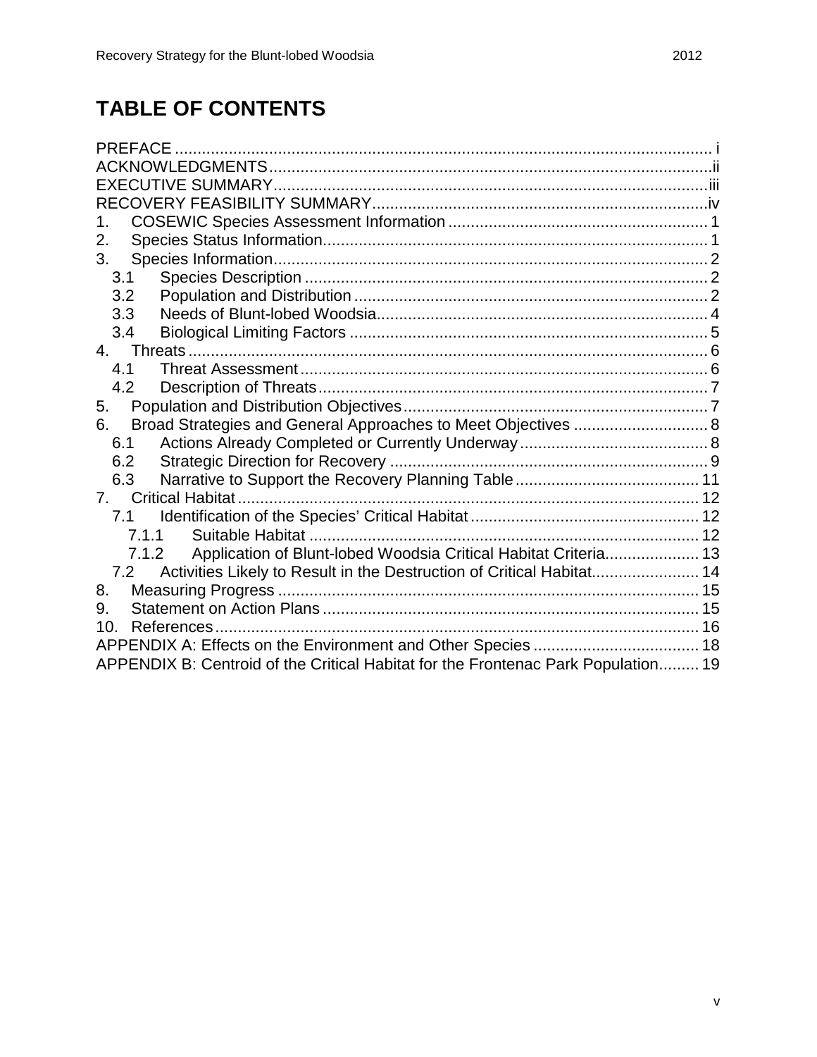# TABLE OF CONTENTS

PREFACE ........................................................................................................................ i
ACKNOWLEDGMENTS..................................................................................................ii
EXECUTIVE SUMMARY................................................................................................iii
RECOVERY FEASIBILITY SUMMARY..........................................................................iv
1. COSEWIC Species Assessment Information .......................................................... 1
2. Species Status Information...................................................................................... 1
3. Species Information................................................................................................. 2
  3.1 Species Description .......................................................................................... 2
  3.2 Population and Distribution ............................................................................... 2
  3.3 Needs of Blunt-lobed Woodsia.......................................................................... 4
  3.4 Biological Limiting Factors ................................................................................ 5
4. Threats .................................................................................................................... 6
  4.1 Threat Assessment ........................................................................................... 6
  4.2 Description of Threats....................................................................................... 7
5. Population and Distribution Objectives.................................................................... 7
6. Broad Strategies and General Approaches to Meet Objectives .............................. 8
  6.1 Actions Already Completed or Currently Underway.......................................... 8
  6.2 Strategic Direction for Recovery ....................................................................... 9
  6.3 Narrative to Support the Recovery Planning Table......................................... 11
7. Critical Habitat....................................................................................................... 12
  7.1 Identification of the Species' Critical Habitat................................................... 12
    7.1.1 Suitable Habitat ....................................................................................... 12
    7.1.2 Application of Blunt-lobed Woodsia Critical Habitat Criteria..................... 13
  7.2 Activities Likely to Result in the Destruction of Critical Habitat........................ 14
8. Measuring Progress ............................................................................................. 15
9. Statement on Action Plans .................................................................................... 15
10. References............................................................................................................ 16
APPENDIX A: Effects on the Environment and Other Species ..................................... 18
APPENDIX B: Centroid of the Critical Habitat for the Frontenac Park Population......... 19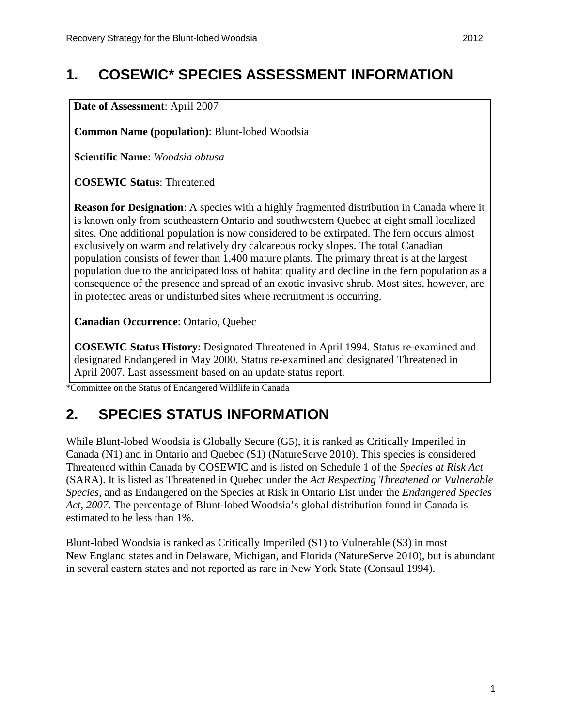# 1. COSEWIC* SPECIES ASSESSMENT INFORMATION

**Date of Assessment**: April 2007

**Common Name (population)**: Blunt-lobed Woodsia

**Scientific Name**: *Woodsia obtusa*

**COSEWIC Status**: Threatened

**Reason for Designation**: A species with a highly fragmented distribution in Canada where it is known only from southeastern Ontario and southwestern Quebec at eight small localized sites. One additional population is now considered to be extirpated. The fern occurs almost exclusively on warm and relatively dry calcareous rocky slopes. The total Canadian population consists of fewer than 1,400 mature plants. The primary threat is at the largest population due to the anticipated loss of habitat quality and decline in the fern population as a consequence of the presence and spread of an exotic invasive shrub. Most sites, however, are in protected areas or undisturbed sites where recruitment is occurring.

**Canadian Occurrence**: Ontario, Quebec

**COSEWIC Status History**: Designated Threatened in April 1994. Status re-examined and designated Endangered in May 2000. Status re-examined and designated Threatened in April 2007. Last assessment based on an update status report.

*Committee on the Status of Endangered Wildlife in Canada

# 2. SPECIES STATUS INFORMATION

While Blunt-lobed Woodsia is Globally Secure (G5), it is ranked as Critically Imperiled in Canada (N1) and in Ontario and Quebec (S1) (NatureServe 2010). This species is considered Threatened within Canada by COSEWIC and is listed on Schedule 1 of the *Species at Risk Act* (SARA). It is listed as Threatened in Quebec under the *Act Respecting Threatened or Vulnerable Species*, and as Endangered on the Species at Risk in Ontario List under the *Endangered Species Act, 2007*. The percentage of Blunt-lobed Woodsia's global distribution found in Canada is estimated to be less than 1%.

Blunt-lobed Woodsia is ranked as Critically Imperiled (S1) to Vulnerable (S3) in most New England states and in Delaware, Michigan, and Florida (NatureServe 2010), but is abundant in several eastern states and not reported as rare in New York State (Consaul 1994).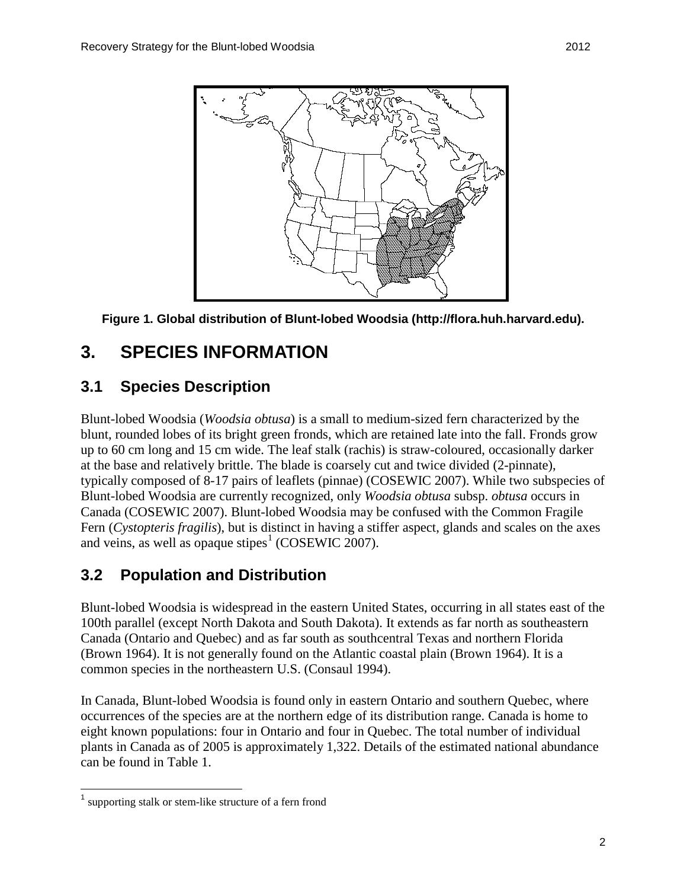**Figure 1. Global distribution of Blunt-lobed Woodsia (http://flora.huh.harvard.edu).**

# 3. SPECIES INFORMATION

## 3.1 Species Description

Blunt-lobed Woodsia (*Woodsia obtusa*) is a small to medium-sized fern characterized by the blunt, rounded lobes of its bright green fronds, which are retained late into the fall. Fronds grow up to 60 cm long and 15 cm wide. The leaf stalk (rachis) is straw-coloured, occasionally darker at the base and relatively brittle. The blade is coarsely cut and twice divided (2-pinnate), typically composed of 8-17 pairs of leaflets (pinnae) (COSEWIC 2007). While two subspecies of Blunt-lobed Woodsia are currently recognized, only *Woodsia obtusa* subsp. *obtusa* occurs in Canada (COSEWIC 2007). Blunt-lobed Woodsia may be confused with the Common Fragile Fern (*Cystopteris fragilis*), but is distinct in having a stiffer aspect, glands and scales on the axes and veins, as well as opaque stipes[1] (COSEWIC 2007).

## 3.2 Population and Distribution

Blunt-lobed Woodsia is widespread in the eastern United States, occurring in all states east of the 100th parallel (except North Dakota and South Dakota). It extends as far north as southeastern Canada (Ontario and Quebec) and as far south as southcentral Texas and northern Florida (Brown 1964). It is not generally found on the Atlantic coastal plain (Brown 1964). It is a common species in the northeastern U.S. (Consaul 1994).

In Canada, Blunt-lobed Woodsia is found only in eastern Ontario and southern Quebec, where occurrences of the species are at the northern edge of its distribution range. Canada is home to eight known populations: four in Ontario and four in Quebec. The total number of individual plants in Canada as of 2005 is approximately 1,322. Details of the estimated national abundance can be found in Table 1.

[1] supporting stalk or stem-like structure of a fern frond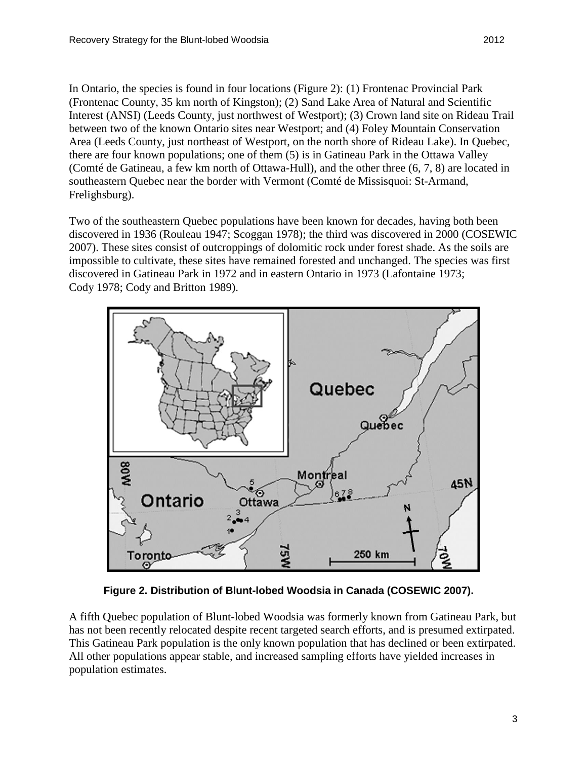In Ontario, the species is found in four locations (Figure 2): (1) Frontenac Provincial Park (Frontenac County, 35 km north of Kingston); (2) Sand Lake Area of Natural and Scientific Interest (ANSI) (Leeds County, just northwest of Westport); (3) Crown land site on Rideau Trail between two of the known Ontario sites near Westport; and (4) Foley Mountain Conservation Area (Leeds County, just northeast of Westport, on the north shore of Rideau Lake). In Quebec, there are four known populations; one of them (5) is in Gatineau Park in the Ottawa Valley (Comté de Gatineau, a few km north of Ottawa-Hull), and the other three (6, 7, 8) are located in southeastern Quebec near the border with Vermont (Comté de Missisquoi: St-Armand, Frelighsburg).

Two of the southeastern Quebec populations have been known for decades, having both been discovered in 1936 (Rouleau 1947; Scoggan 1978); the third was discovered in 2000 (COSEWIC 2007). These sites consist of outcroppings of dolomitic rock under forest shade. As the soils are impossible to cultivate, these sites have remained forested and unchanged. The species was first discovered in Gatineau Park in 1972 and in eastern Ontario in 1973 (Lafontaine 1973; Cody 1978; Cody and Britton 1989).

**Figure 2. Distribution of Blunt-lobed Woodsia in Canada (COSEWIC 2007).**

A fifth Quebec population of Blunt-lobed Woodsia was formerly known from Gatineau Park, but has not been recently relocated despite recent targeted search efforts, and is presumed extirpated. This Gatineau Park population is the only known population that has declined or been extirpated. All other populations appear stable, and increased sampling efforts have yielded increases in population estimates.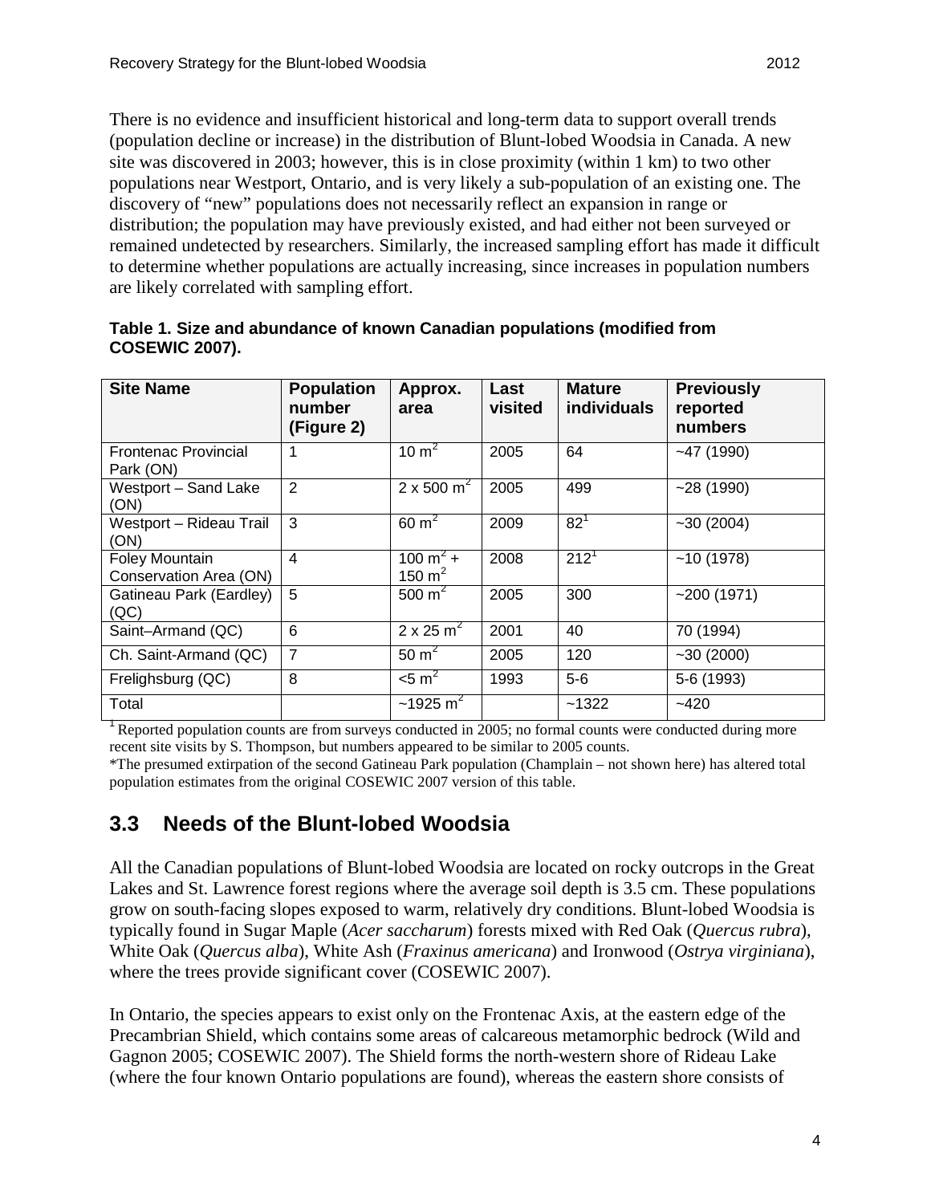There is no evidence and insufficient historical and long-term data to support overall trends (population decline or increase) in the distribution of Blunt-lobed Woodsia in Canada. A new site was discovered in 2003; however, this is in close proximity (within 1 km) to two other populations near Westport, Ontario, and is very likely a sub-population of an existing one. The discovery of "new" populations does not necessarily reflect an expansion in range or distribution; the population may have previously existed, and had either not been surveyed or remained undetected by researchers. Similarly, the increased sampling effort has made it difficult to determine whether populations are actually increasing, since increases in population numbers are likely correlated with sampling effort.

**Table 1. Size and abundance of known Canadian populations (modified from COSEWIC 2007).**

| Site Name | Population number (Figure 2) | Approx. area | Last visited | Mature individuals | Previously reported numbers |
|---|---|---|---|---|---|
| Frontenac Provincial Park (ON) | 1 | 10 $m^2$ | 2005 | 64 | ~47 (1990) |
| Westport – Sand Lake (ON) | 2 | 2 x 500 $m^2$ | 2005 | 499 | ~28 (1990) |
| Westport – Rideau Trail (ON) | 3 | 60 $m^2$ | 2009 | 82[1] | ~30 (2004) |
| Foley Mountain Conservation Area (ON) | 4 | 100 $m^2$ + 150 $m^2$ | 2008 | 212[1] | ~10 (1978) |
| Gatineau Park (Eardley) (QC) | 5 | 500 $m^2$ | 2005 | 300 | ~200 (1971) |
| Saint–Armand (QC) | 6 | 2 x 25 $m^2$ | 2001 | 40 | 70 (1994) |
| Ch. Saint-Armand (QC) | 7 | 50 $m^2$ | 2005 | 120 | ~30 (2000) |
| Frelighsburg (QC) | 8 | <5 $m^2$ | 1993 | 5-6 | 5-6 (1993) |
| Total | | ~1925 $m^2$ | | ~1322 | ~420 |

[1] Reported population counts are from surveys conducted in 2005; no formal counts were conducted during more recent site visits by S. Thompson, but numbers appeared to be similar to 2005 counts.

*The presumed extirpation of the second Gatineau Park population (Champlain – not shown here) has altered total population estimates from the original COSEWIC 2007 version of this table.

## 3.3 Needs of the Blunt-lobed Woodsia

All the Canadian populations of Blunt-lobed Woodsia are located on rocky outcrops in the Great Lakes and St. Lawrence forest regions where the average soil depth is 3.5 cm. These populations grow on south-facing slopes exposed to warm, relatively dry conditions. Blunt-lobed Woodsia is typically found in Sugar Maple (*Acer saccharum*) forests mixed with Red Oak (*Quercus rubra*), White Oak (*Quercus alba*), White Ash (*Fraxinus americana*) and Ironwood (*Ostrya virginiana*), where the trees provide significant cover (COSEWIC 2007).

In Ontario, the species appears to exist only on the Frontenac Axis, at the eastern edge of the Precambrian Shield, which contains some areas of calcareous metamorphic bedrock (Wild and Gagnon 2005; COSEWIC 2007). The Shield forms the north-western shore of Rideau Lake (where the four known Ontario populations are found), whereas the eastern shore consists of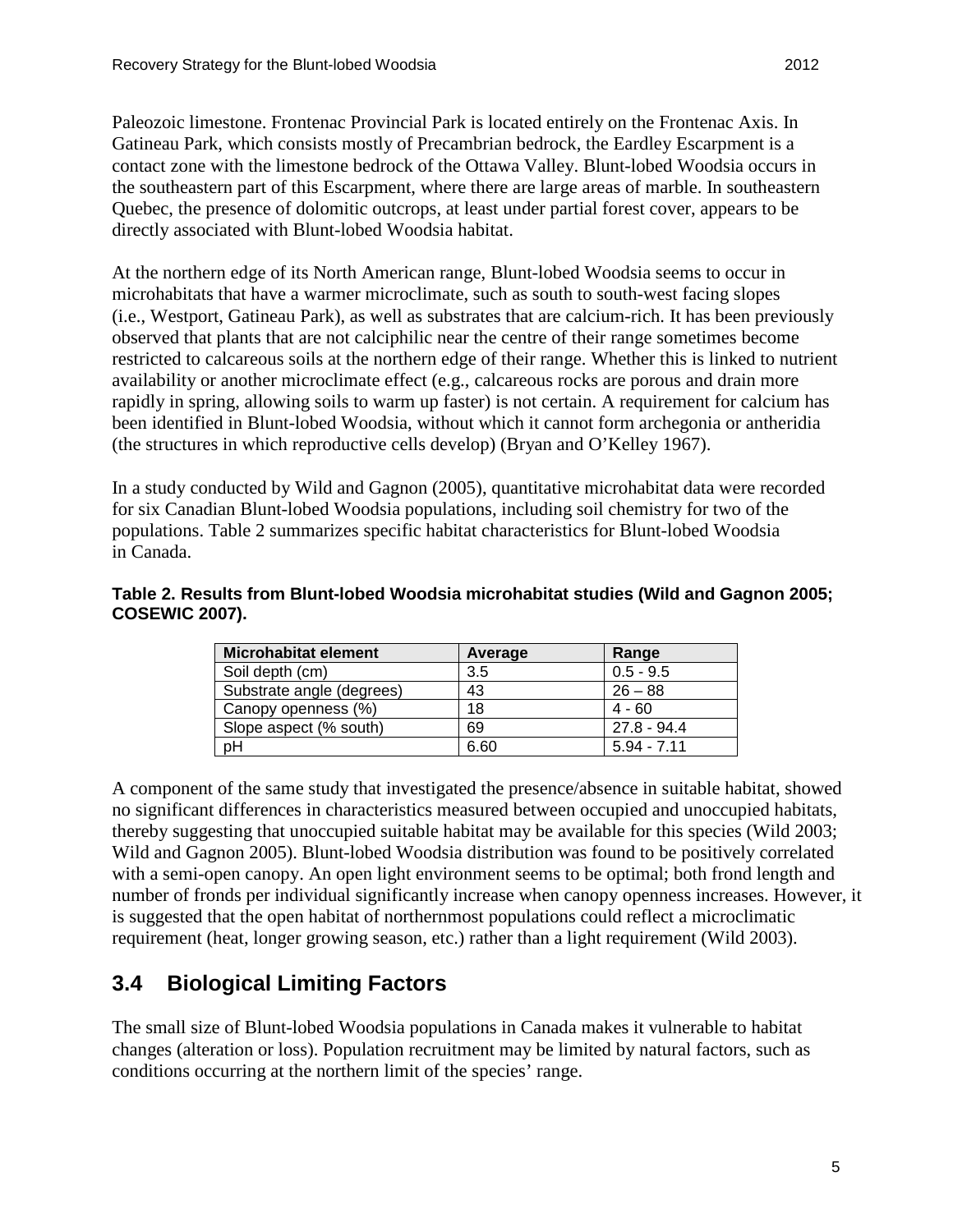Paleozoic limestone. Frontenac Provincial Park is located entirely on the Frontenac Axis. In Gatineau Park, which consists mostly of Precambrian bedrock, the Eardley Escarpment is a contact zone with the limestone bedrock of the Ottawa Valley. Blunt-lobed Woodsia occurs in the southeastern part of this Escarpment, where there are large areas of marble. In southeastern Quebec, the presence of dolomitic outcrops, at least under partial forest cover, appears to be directly associated with Blunt-lobed Woodsia habitat.

At the northern edge of its North American range, Blunt-lobed Woodsia seems to occur in microhabitats that have a warmer microclimate, such as south to south-west facing slopes (i.e., Westport, Gatineau Park), as well as substrates that are calcium-rich. It has been previously observed that plants that are not calciphilic near the centre of their range sometimes become restricted to calcareous soils at the northern edge of their range. Whether this is linked to nutrient availability or another microclimate effect (e.g., calcareous rocks are porous and drain more rapidly in spring, allowing soils to warm up faster) is not certain. A requirement for calcium has been identified in Blunt-lobed Woodsia, without which it cannot form archegonia or antheridia (the structures in which reproductive cells develop) (Bryan and O'Kelley 1967).

In a study conducted by Wild and Gagnon (2005), quantitative microhabitat data were recorded for six Canadian Blunt-lobed Woodsia populations, including soil chemistry for two of the populations. Table 2 summarizes specific habitat characteristics for Blunt-lobed Woodsia in Canada.

**Table 2. Results from Blunt-lobed Woodsia microhabitat studies (Wild and Gagnon 2005; COSEWIC 2007).**

| Microhabitat element | Average | Range |
|---|---|---|
| Soil depth (cm) | 3.5 | 0.5 - 9.5 |
| Substrate angle (degrees) | 43 | 26 – 88 |
| Canopy openness (%) | 18 | 4 - 60 |
| Slope aspect (% south) | 69 | 27.8 - 94.4 |
| pH | 6.60 | 5.94 - 7.11 |

A component of the same study that investigated the presence/absence in suitable habitat, showed no significant differences in characteristics measured between occupied and unoccupied habitats, thereby suggesting that unoccupied suitable habitat may be available for this species (Wild 2003; Wild and Gagnon 2005). Blunt-lobed Woodsia distribution was found to be positively correlated with a semi-open canopy. An open light environment seems to be optimal; both frond length and number of fronds per individual significantly increase when canopy openness increases. However, it is suggested that the open habitat of northernmost populations could reflect a microclimatic requirement (heat, longer growing season, etc.) rather than a light requirement (Wild 2003).

## 3.4 Biological Limiting Factors

The small size of Blunt-lobed Woodsia populations in Canada makes it vulnerable to habitat changes (alteration or loss). Population recruitment may be limited by natural factors, such as conditions occurring at the northern limit of the species' range.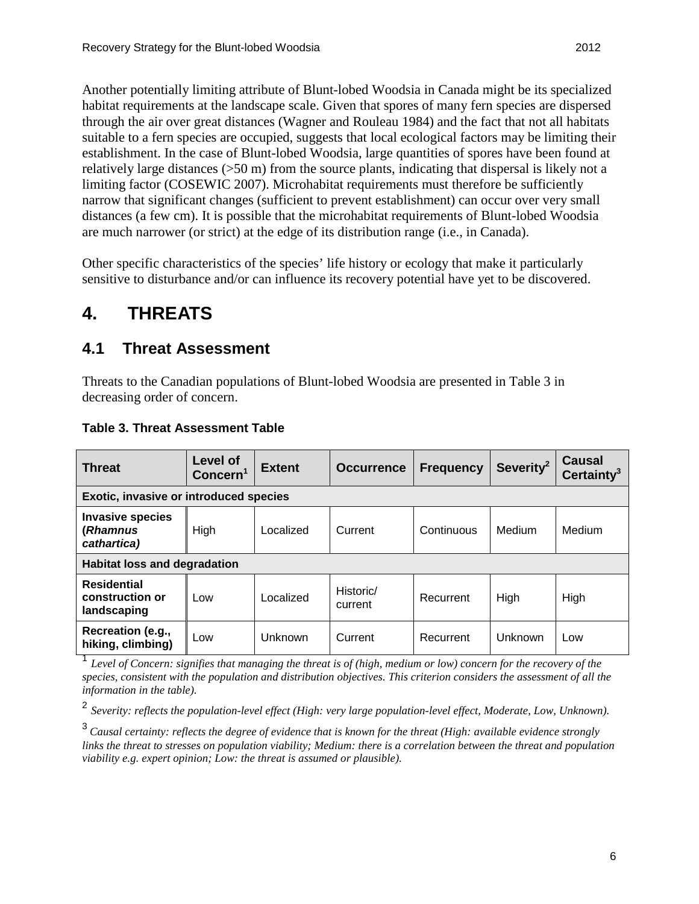Another potentially limiting attribute of Blunt-lobed Woodsia in Canada might be its specialized habitat requirements at the landscape scale. Given that spores of many fern species are dispersed through the air over great distances (Wagner and Rouleau 1984) and the fact that not all habitats suitable to a fern species are occupied, suggests that local ecological factors may be limiting their establishment. In the case of Blunt-lobed Woodsia, large quantities of spores have been found at relatively large distances (>50 m) from the source plants, indicating that dispersal is likely not a limiting factor (COSEWIC 2007). Microhabitat requirements must therefore be sufficiently narrow that significant changes (sufficient to prevent establishment) can occur over very small distances (a few cm). It is possible that the microhabitat requirements of Blunt-lobed Woodsia are much narrower (or strict) at the edge of its distribution range (i.e., in Canada).

Other specific characteristics of the species' life history or ecology that make it particularly sensitive to disturbance and/or can influence its recovery potential have yet to be discovered.

# 4. THREATS

## 4.1 Threat Assessment

Threats to the Canadian populations of Blunt-lobed Woodsia are presented in Table 3 in decreasing order of concern.

**Table 3. Threat Assessment Table**

| Threat | Level of Concern[1] | Extent | Occurrence | Frequency | Severity[2] | Causal Certainty[3] |
|---|---|---|---|---|---|---|
| **Exotic, invasive or introduced species** | | | | | | |
| **Invasive species (*Rhamnus cathartica*)** | High | Localized | Current | Continuous | Medium | Medium |
| **Habitat loss and degradation** | | | | | | |
| **Residential construction or landscaping** | Low | Localized | Historic/ current | Recurrent | High | High |
| **Recreation (e.g., hiking, climbing)** | Low | Unknown | Current | Recurrent | Unknown | Low |

[1] *Level of Concern: signifies that managing the threat is of (high, medium or low) concern for the recovery of the species, consistent with the population and distribution objectives. This criterion considers the assessment of all the information in the table).*

[2] *Severity: reflects the population-level effect (High: very large population-level effect, Moderate, Low, Unknown).*

[3] *Causal certainty: reflects the degree of evidence that is known for the threat (High: available evidence strongly links the threat to stresses on population viability; Medium: there is a correlation between the threat and population viability e.g. expert opinion; Low: the threat is assumed or plausible).*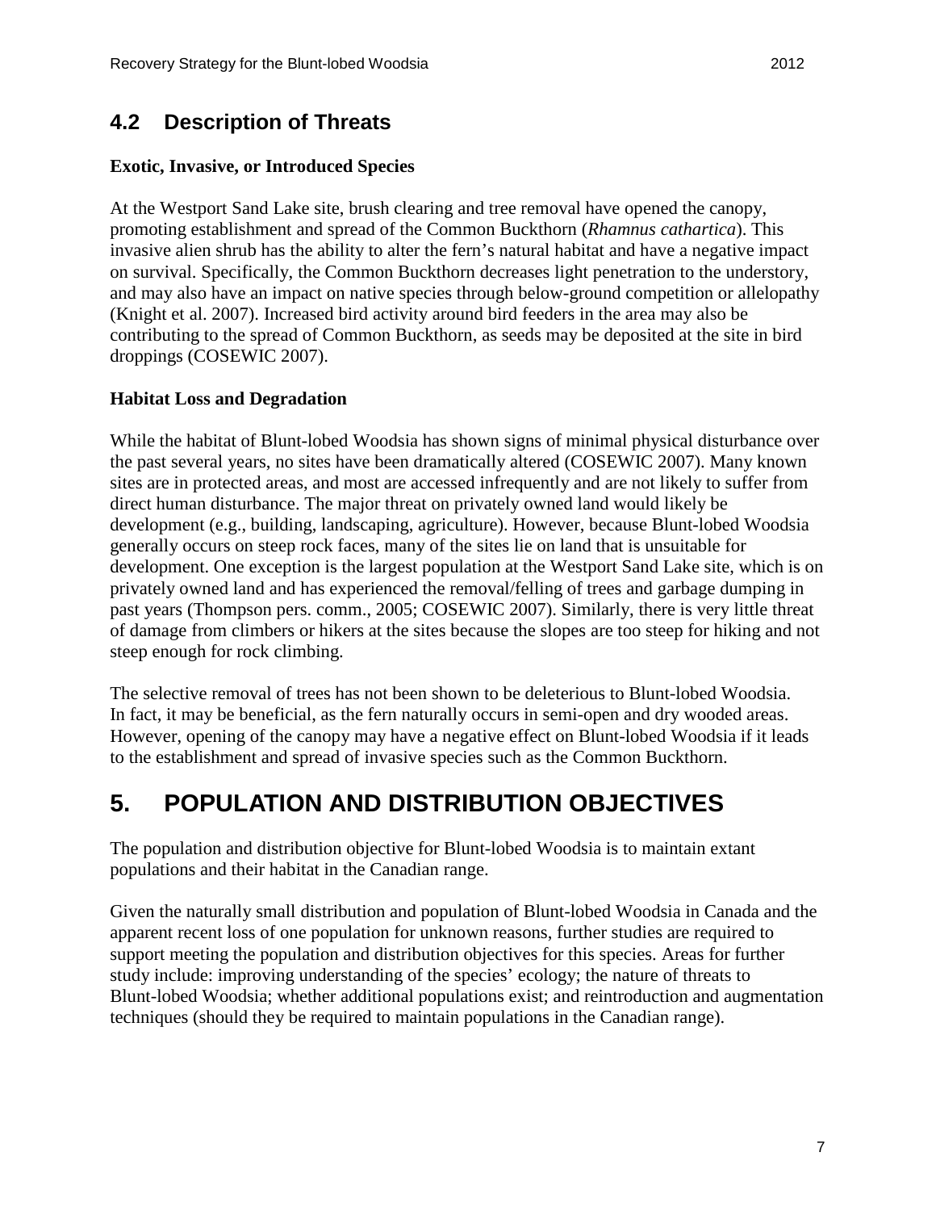## 4.2 Description of Threats

**Exotic, Invasive, or Introduced Species**

At the Westport Sand Lake site, brush clearing and tree removal have opened the canopy, promoting establishment and spread of the Common Buckthorn (*Rhamnus cathartica*). This invasive alien shrub has the ability to alter the fern's natural habitat and have a negative impact on survival. Specifically, the Common Buckthorn decreases light penetration to the understory, and may also have an impact on native species through below-ground competition or allelopathy (Knight et al. 2007). Increased bird activity around bird feeders in the area may also be contributing to the spread of Common Buckthorn, as seeds may be deposited at the site in bird droppings (COSEWIC 2007).

**Habitat Loss and Degradation**

While the habitat of Blunt-lobed Woodsia has shown signs of minimal physical disturbance over the past several years, no sites have been dramatically altered (COSEWIC 2007). Many known sites are in protected areas, and most are accessed infrequently and are not likely to suffer from direct human disturbance. The major threat on privately owned land would likely be development (e.g., building, landscaping, agriculture). However, because Blunt-lobed Woodsia generally occurs on steep rock faces, many of the sites lie on land that is unsuitable for development. One exception is the largest population at the Westport Sand Lake site, which is on privately owned land and has experienced the removal/felling of trees and garbage dumping in past years (Thompson pers. comm., 2005; COSEWIC 2007). Similarly, there is very little threat of damage from climbers or hikers at the sites because the slopes are too steep for hiking and not steep enough for rock climbing.

The selective removal of trees has not been shown to be deleterious to Blunt-lobed Woodsia. In fact, it may be beneficial, as the fern naturally occurs in semi-open and dry wooded areas. However, opening of the canopy may have a negative effect on Blunt-lobed Woodsia if it leads to the establishment and spread of invasive species such as the Common Buckthorn.

# 5. POPULATION AND DISTRIBUTION OBJECTIVES

The population and distribution objective for Blunt-lobed Woodsia is to maintain extant populations and their habitat in the Canadian range.

Given the naturally small distribution and population of Blunt-lobed Woodsia in Canada and the apparent recent loss of one population for unknown reasons, further studies are required to support meeting the population and distribution objectives for this species. Areas for further study include: improving understanding of the species' ecology; the nature of threats to Blunt-lobed Woodsia; whether additional populations exist; and reintroduction and augmentation techniques (should they be required to maintain populations in the Canadian range).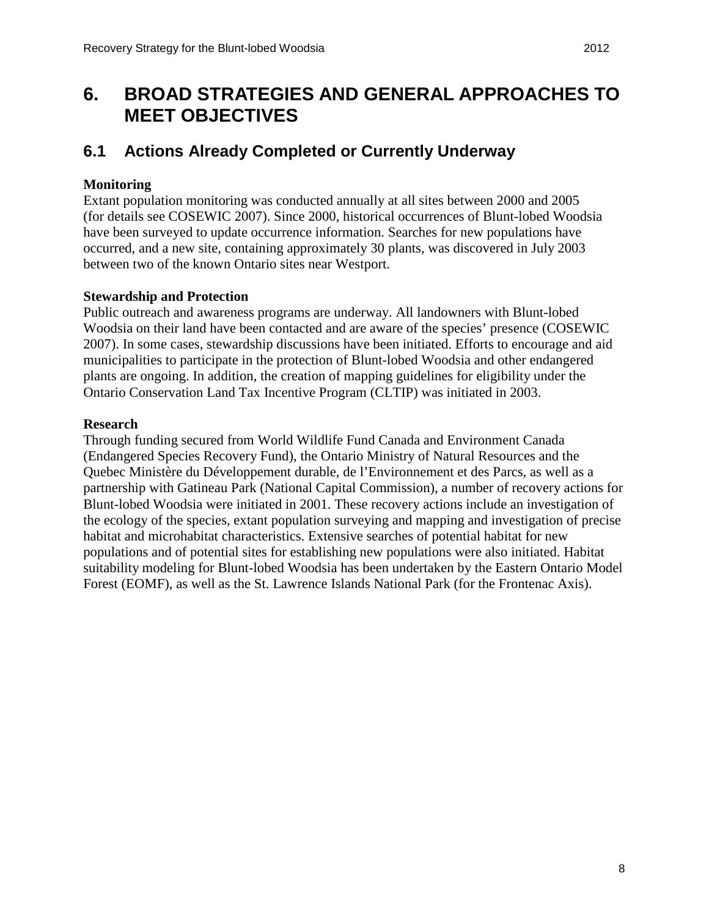# 6. BROAD STRATEGIES AND GENERAL APPROACHES TO MEET OBJECTIVES

## 6.1 Actions Already Completed or Currently Underway

**Monitoring**
Extant population monitoring was conducted annually at all sites between 2000 and 2005 (for details see COSEWIC 2007). Since 2000, historical occurrences of Blunt-lobed Woodsia have been surveyed to update occurrence information. Searches for new populations have occurred, and a new site, containing approximately 30 plants, was discovered in July 2003 between two of the known Ontario sites near Westport.

**Stewardship and Protection**
Public outreach and awareness programs are underway. All landowners with Blunt-lobed Woodsia on their land have been contacted and are aware of the species' presence (COSEWIC 2007). In some cases, stewardship discussions have been initiated. Efforts to encourage and aid municipalities to participate in the protection of Blunt-lobed Woodsia and other endangered plants are ongoing. In addition, the creation of mapping guidelines for eligibility under the Ontario Conservation Land Tax Incentive Program (CLTIP) was initiated in 2003.

**Research**
Through funding secured from World Wildlife Fund Canada and Environment Canada (Endangered Species Recovery Fund), the Ontario Ministry of Natural Resources and the Quebec Ministère du Développement durable, de l'Environnement et des Parcs, as well as a partnership with Gatineau Park (National Capital Commission), a number of recovery actions for Blunt-lobed Woodsia were initiated in 2001. These recovery actions include an investigation of the ecology of the species, extant population surveying and mapping and investigation of precise habitat and microhabitat characteristics. Extensive searches of potential habitat for new populations and of potential sites for establishing new populations were also initiated. Habitat suitability modeling for Blunt-lobed Woodsia has been undertaken by the Eastern Ontario Model Forest (EOMF), as well as the St. Lawrence Islands National Park (for the Frontenac Axis).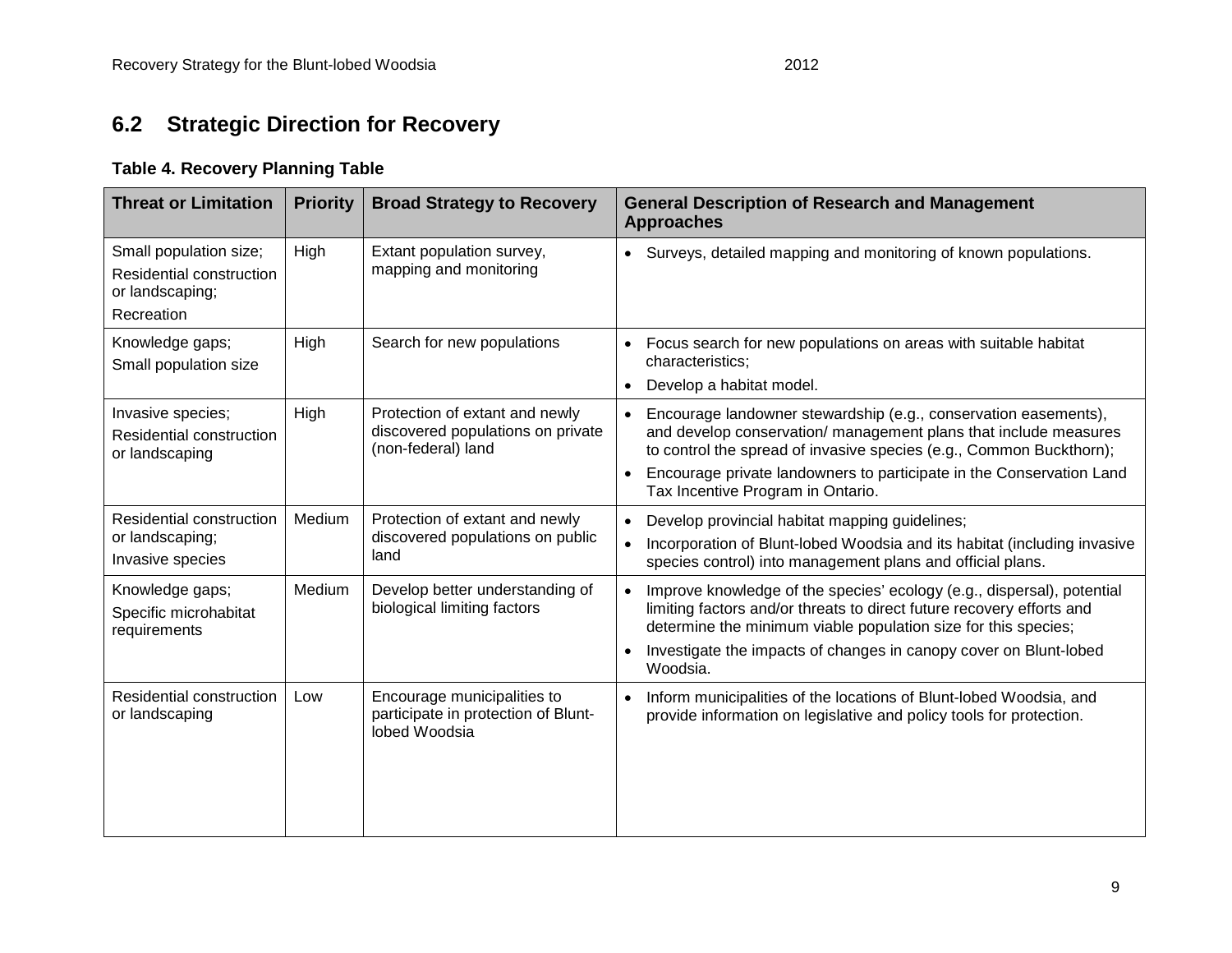## 6.2 Strategic Direction for Recovery

**Table 4. Recovery Planning Table**

| Threat or Limitation | Priority | Broad Strategy to Recovery | General Description of Research and Management Approaches |
|---|---|---|---|
| Small population size; Residential construction or landscaping; Recreation | High | Extant population survey, mapping and monitoring | • Surveys, detailed mapping and monitoring of known populations. |
| Knowledge gaps; Small population size | High | Search for new populations | • Focus search for new populations on areas with suitable habitat characteristics; • Develop a habitat model. |
| Invasive species; Residential construction or landscaping | High | Protection of extant and newly discovered populations on private (non-federal) land | • Encourage landowner stewardship (e.g., conservation easements), and develop conservation/ management plans that include measures to control the spread of invasive species (e.g., Common Buckthorn); • Encourage private landowners to participate in the Conservation Land Tax Incentive Program in Ontario. |
| Residential construction or landscaping; Invasive species | Medium | Protection of extant and newly discovered populations on public land | • Develop provincial habitat mapping guidelines; • Incorporation of Blunt-lobed Woodsia and its habitat (including invasive species control) into management plans and official plans. |
| Knowledge gaps; Specific microhabitat requirements | Medium | Develop better understanding of biological limiting factors | • Improve knowledge of the species' ecology (e.g., dispersal), potential limiting factors and/or threats to direct future recovery efforts and determine the minimum viable population size for this species; • Investigate the impacts of changes in canopy cover on Blunt-lobed Woodsia. |
| Residential construction or landscaping | Low | Encourage municipalities to participate in protection of Blunt-lobed Woodsia | • Inform municipalities of the locations of Blunt-lobed Woodsia, and provide information on legislative and policy tools for protection. |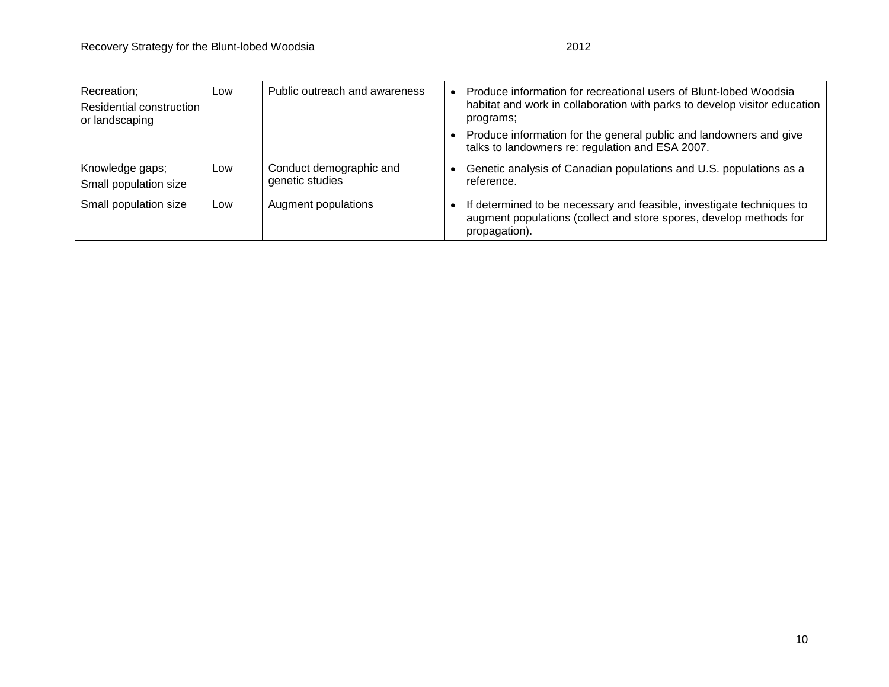| Recreation; Residential construction or landscaping | Low | Public outreach and awareness | • Produce information for recreational users of Blunt-lobed Woodsia habitat and work in collaboration with parks to develop visitor education programs; • Produce information for the general public and landowners and give talks to landowners re: regulation and ESA 2007. |
|---|---|---|---|
| Knowledge gaps; Small population size | Low | Conduct demographic and genetic studies | • Genetic analysis of Canadian populations and U.S. populations as a reference. |
| Small population size | Low | Augment populations | • If determined to be necessary and feasible, investigate techniques to augment populations (collect and store spores, develop methods for propagation). |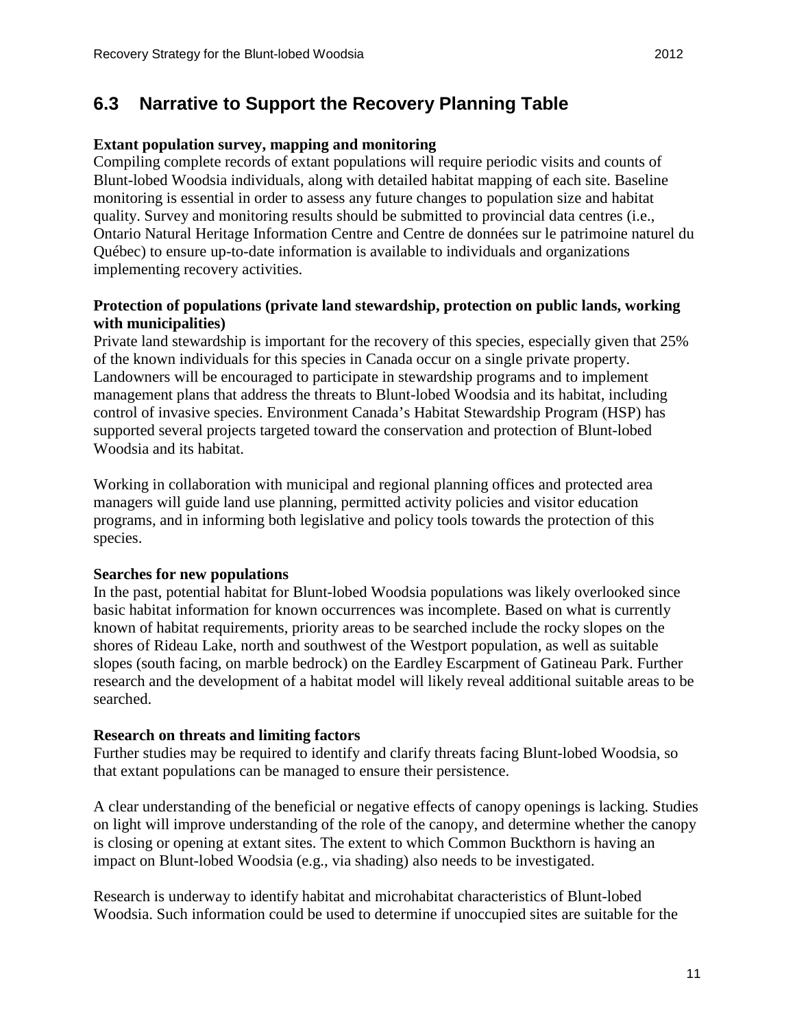## 6.3 Narrative to Support the Recovery Planning Table

**Extant population survey, mapping and monitoring**

Compiling complete records of extant populations will require periodic visits and counts of Blunt-lobed Woodsia individuals, along with detailed habitat mapping of each site. Baseline monitoring is essential in order to assess any future changes to population size and habitat quality. Survey and monitoring results should be submitted to provincial data centres (i.e., Ontario Natural Heritage Information Centre and Centre de données sur le patrimoine naturel du Québec) to ensure up-to-date information is available to individuals and organizations implementing recovery activities.

**Protection of populations (private land stewardship, protection on public lands, working with municipalities)**

Private land stewardship is important for the recovery of this species, especially given that 25% of the known individuals for this species in Canada occur on a single private property. Landowners will be encouraged to participate in stewardship programs and to implement management plans that address the threats to Blunt-lobed Woodsia and its habitat, including control of invasive species. Environment Canada's Habitat Stewardship Program (HSP) has supported several projects targeted toward the conservation and protection of Blunt-lobed Woodsia and its habitat.

Working in collaboration with municipal and regional planning offices and protected area managers will guide land use planning, permitted activity policies and visitor education programs, and in informing both legislative and policy tools towards the protection of this species.

**Searches for new populations**

In the past, potential habitat for Blunt-lobed Woodsia populations was likely overlooked since basic habitat information for known occurrences was incomplete. Based on what is currently known of habitat requirements, priority areas to be searched include the rocky slopes on the shores of Rideau Lake, north and southwest of the Westport population, as well as suitable slopes (south facing, on marble bedrock) on the Eardley Escarpment of Gatineau Park. Further research and the development of a habitat model will likely reveal additional suitable areas to be searched.

**Research on threats and limiting factors**

Further studies may be required to identify and clarify threats facing Blunt-lobed Woodsia, so that extant populations can be managed to ensure their persistence.

A clear understanding of the beneficial or negative effects of canopy openings is lacking. Studies on light will improve understanding of the role of the canopy, and determine whether the canopy is closing or opening at extant sites. The extent to which Common Buckthorn is having an impact on Blunt-lobed Woodsia (e.g., via shading) also needs to be investigated.

Research is underway to identify habitat and microhabitat characteristics of Blunt-lobed Woodsia. Such information could be used to determine if unoccupied sites are suitable for the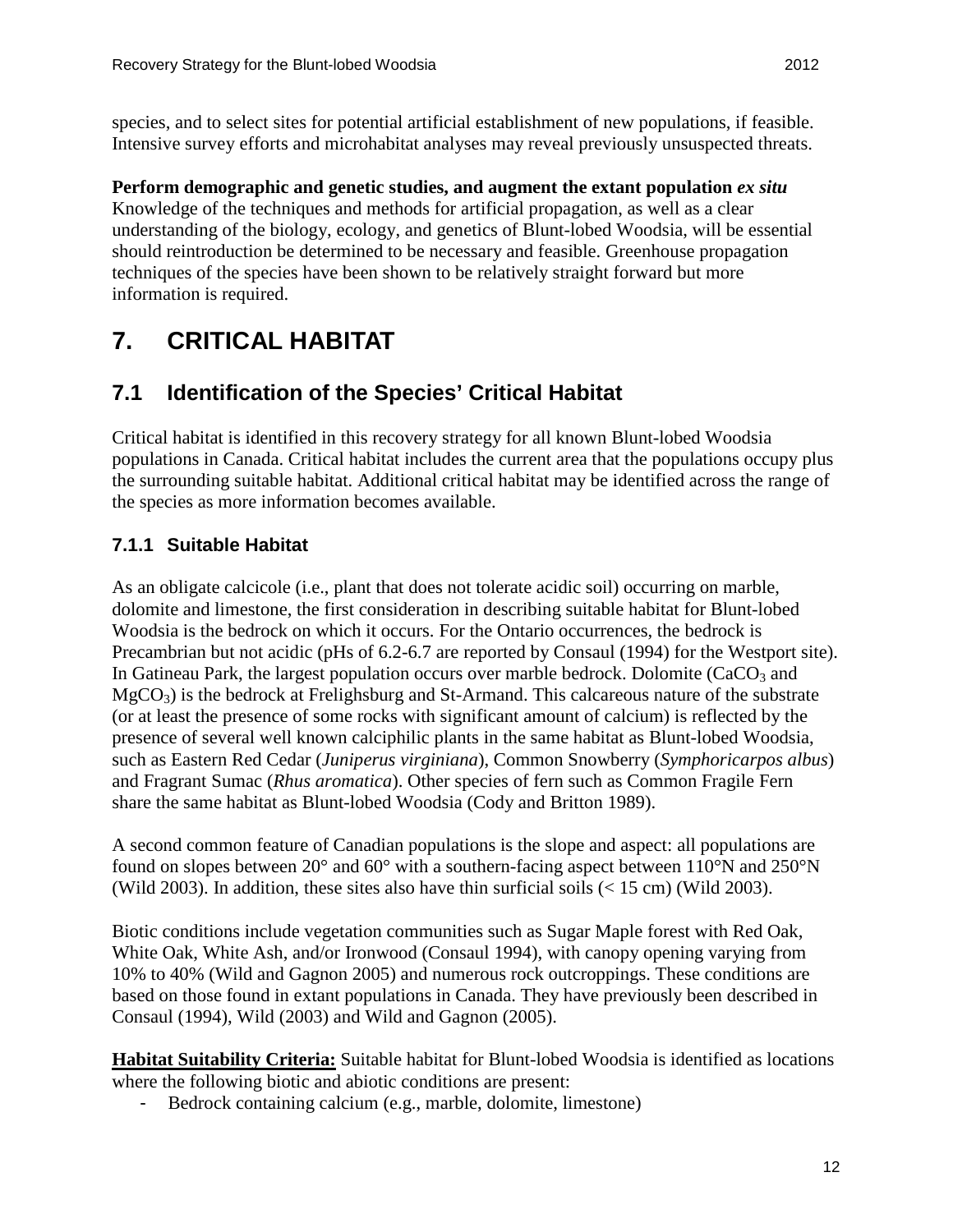species, and to select sites for potential artificial establishment of new populations, if feasible. Intensive survey efforts and microhabitat analyses may reveal previously unsuspected threats.

**Perform demographic and genetic studies, and augment the extant population *ex situ***
Knowledge of the techniques and methods for artificial propagation, as well as a clear understanding of the biology, ecology, and genetics of Blunt-lobed Woodsia, will be essential should reintroduction be determined to be necessary and feasible. Greenhouse propagation techniques of the species have been shown to be relatively straight forward but more information is required.

# 7. CRITICAL HABITAT

## 7.1 Identification of the Species' Critical Habitat

Critical habitat is identified in this recovery strategy for all known Blunt-lobed Woodsia populations in Canada. Critical habitat includes the current area that the populations occupy plus the surrounding suitable habitat. Additional critical habitat may be identified across the range of the species as more information becomes available.

### 7.1.1 Suitable Habitat

As an obligate calcicole (i.e., plant that does not tolerate acidic soil) occurring on marble, dolomite and limestone, the first consideration in describing suitable habitat for Blunt-lobed Woodsia is the bedrock on which it occurs. For the Ontario occurrences, the bedrock is Precambrian but not acidic (pHs of 6.2-6.7 are reported by Consaul (1994) for the Westport site). In Gatineau Park, the largest population occurs over marble bedrock. Dolomite ($CaCO_3$ and $MgCO_3$) is the bedrock at Frelighsburg and St-Armand. This calcareous nature of the substrate (or at least the presence of some rocks with significant amount of calcium) is reflected by the presence of several well known calciphilic plants in the same habitat as Blunt-lobed Woodsia, such as Eastern Red Cedar (*Juniperus virginiana*), Common Snowberry (*Symphoricarpos albus*) and Fragrant Sumac (*Rhus aromatica*). Other species of fern such as Common Fragile Fern share the same habitat as Blunt-lobed Woodsia (Cody and Britton 1989).

A second common feature of Canadian populations is the slope and aspect: all populations are found on slopes between 20° and 60° with a southern-facing aspect between 110°N and 250°N (Wild 2003). In addition, these sites also have thin surficial soils (< 15 cm) (Wild 2003).

Biotic conditions include vegetation communities such as Sugar Maple forest with Red Oak, White Oak, White Ash, and/or Ironwood (Consaul 1994), with canopy opening varying from 10% to 40% (Wild and Gagnon 2005) and numerous rock outcroppings. These conditions are based on those found in extant populations in Canada. They have previously been described in Consaul (1994), Wild (2003) and Wild and Gagnon (2005).

**Habitat Suitability Criteria:** Suitable habitat for Blunt-lobed Woodsia is identified as locations where the following biotic and abiotic conditions are present:

- Bedrock containing calcium (e.g., marble, dolomite, limestone)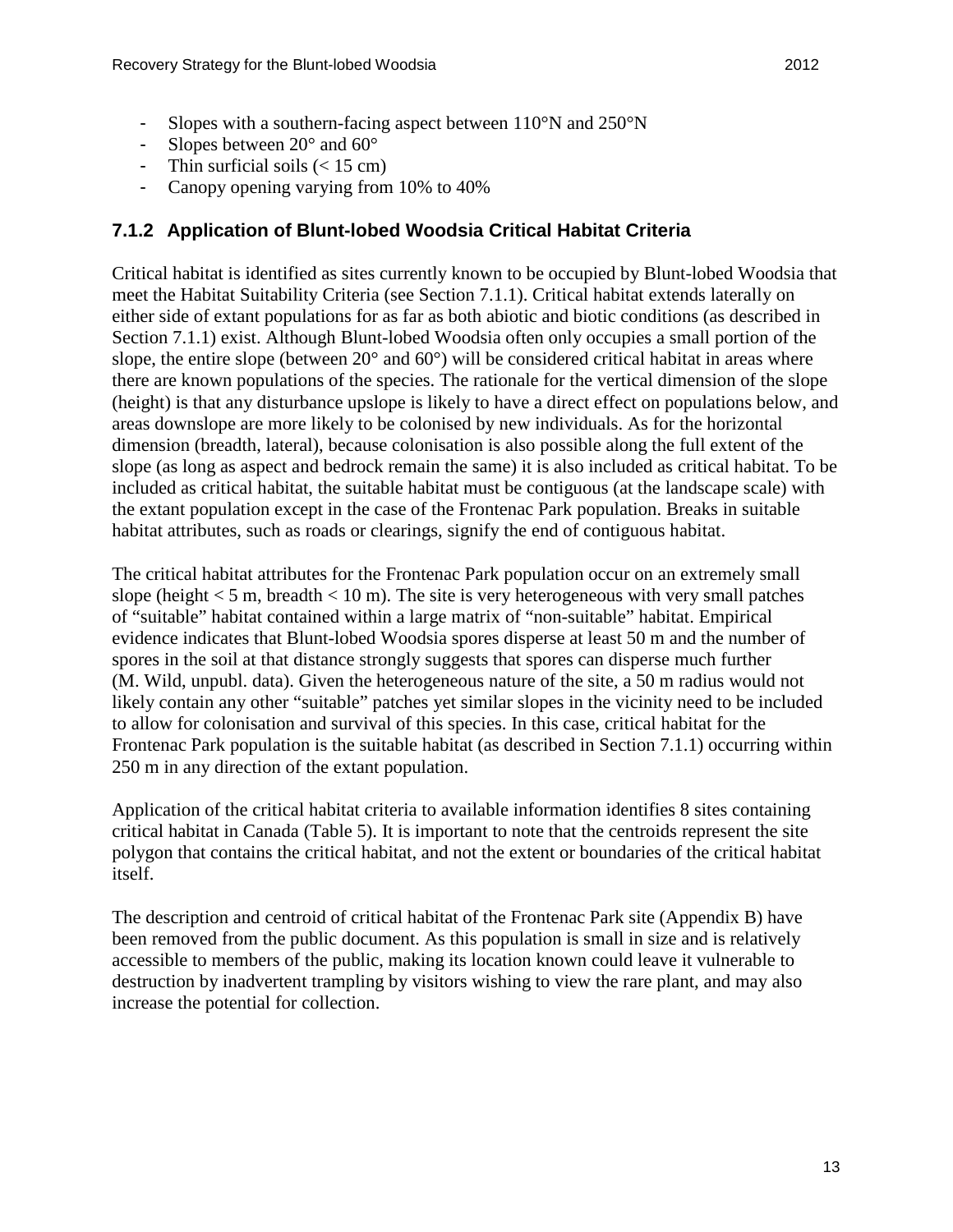- Slopes with a southern-facing aspect between 110°N and 250°N
- Slopes between 20° and 60°
- Thin surficial soils (< 15 cm)
- Canopy opening varying from 10% to 40%

### 7.1.2 Application of Blunt-lobed Woodsia Critical Habitat Criteria

Critical habitat is identified as sites currently known to be occupied by Blunt-lobed Woodsia that meet the Habitat Suitability Criteria (see Section 7.1.1). Critical habitat extends laterally on either side of extant populations for as far as both abiotic and biotic conditions (as described in Section 7.1.1) exist. Although Blunt-lobed Woodsia often only occupies a small portion of the slope, the entire slope (between 20° and 60°) will be considered critical habitat in areas where there are known populations of the species. The rationale for the vertical dimension of the slope (height) is that any disturbance upslope is likely to have a direct effect on populations below, and areas downslope are more likely to be colonised by new individuals. As for the horizontal dimension (breadth, lateral), because colonisation is also possible along the full extent of the slope (as long as aspect and bedrock remain the same) it is also included as critical habitat. To be included as critical habitat, the suitable habitat must be contiguous (at the landscape scale) with the extant population except in the case of the Frontenac Park population. Breaks in suitable habitat attributes, such as roads or clearings, signify the end of contiguous habitat.

The critical habitat attributes for the Frontenac Park population occur on an extremely small slope (height < 5 m, breadth < 10 m). The site is very heterogeneous with very small patches of "suitable" habitat contained within a large matrix of "non-suitable" habitat. Empirical evidence indicates that Blunt-lobed Woodsia spores disperse at least 50 m and the number of spores in the soil at that distance strongly suggests that spores can disperse much further (M. Wild, unpubl. data). Given the heterogeneous nature of the site, a 50 m radius would not likely contain any other "suitable" patches yet similar slopes in the vicinity need to be included to allow for colonisation and survival of this species. In this case, critical habitat for the Frontenac Park population is the suitable habitat (as described in Section 7.1.1) occurring within 250 m in any direction of the extant population.

Application of the critical habitat criteria to available information identifies 8 sites containing critical habitat in Canada (Table 5). It is important to note that the centroids represent the site polygon that contains the critical habitat, and not the extent or boundaries of the critical habitat itself.

The description and centroid of critical habitat of the Frontenac Park site (Appendix B) have been removed from the public document. As this population is small in size and is relatively accessible to members of the public, making its location known could leave it vulnerable to destruction by inadvertent trampling by visitors wishing to view the rare plant, and may also increase the potential for collection.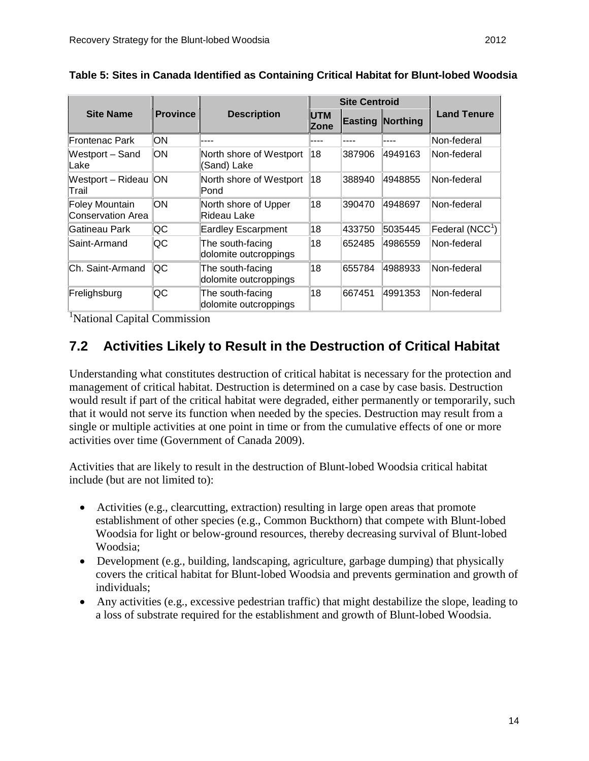**Table 5: Sites in Canada Identified as Containing Critical Habitat for Blunt-lobed Woodsia**

| Site Name | Province | Description | Site Centroid | | | Land Tenure |
|---|---|---|---|---|---|---|
| | | | UTM Zone | Easting | Northing | |
| Frontenac Park | ON | ---- | ---- | ---- | ---- | Non-federal |
| Westport – Sand Lake | ON | North shore of Westport (Sand) Lake | 18 | 387906 | 4949163 | Non-federal |
| Westport – Rideau Trail | ON | North shore of Westport Pond | 18 | 388940 | 4948855 | Non-federal |
| Foley Mountain Conservation Area | ON | North shore of Upper Rideau Lake | 18 | 390470 | 4948697 | Non-federal |
| Gatineau Park | QC | Eardley Escarpment | 18 | 433750 | 5035445 | Federal (NCC[1]) |
| Saint-Armand | QC | The south-facing dolomite outcroppings | 18 | 652485 | 4986559 | Non-federal |
| Ch. Saint-Armand | QC | The south-facing dolomite outcroppings | 18 | 655784 | 4988933 | Non-federal |
| Frelighsburg | QC | The south-facing dolomite outcroppings | 18 | 667451 | 4991353 | Non-federal |

[1]National Capital Commission

## 7.2 Activities Likely to Result in the Destruction of Critical Habitat

Understanding what constitutes destruction of critical habitat is necessary for the protection and management of critical habitat. Destruction is determined on a case by case basis. Destruction would result if part of the critical habitat were degraded, either permanently or temporarily, such that it would not serve its function when needed by the species. Destruction may result from a single or multiple activities at one point in time or from the cumulative effects of one or more activities over time (Government of Canada 2009).

Activities that are likely to result in the destruction of Blunt-lobed Woodsia critical habitat include (but are not limited to):

- Activities (e.g., clearcutting, extraction) resulting in large open areas that promote establishment of other species (e.g., Common Buckthorn) that compete with Blunt-lobed Woodsia for light or below-ground resources, thereby decreasing survival of Blunt-lobed Woodsia;
- Development (e.g., building, landscaping, agriculture, garbage dumping) that physically covers the critical habitat for Blunt-lobed Woodsia and prevents germination and growth of individuals;
- Any activities (e.g., excessive pedestrian traffic) that might destabilize the slope, leading to a loss of substrate required for the establishment and growth of Blunt-lobed Woodsia.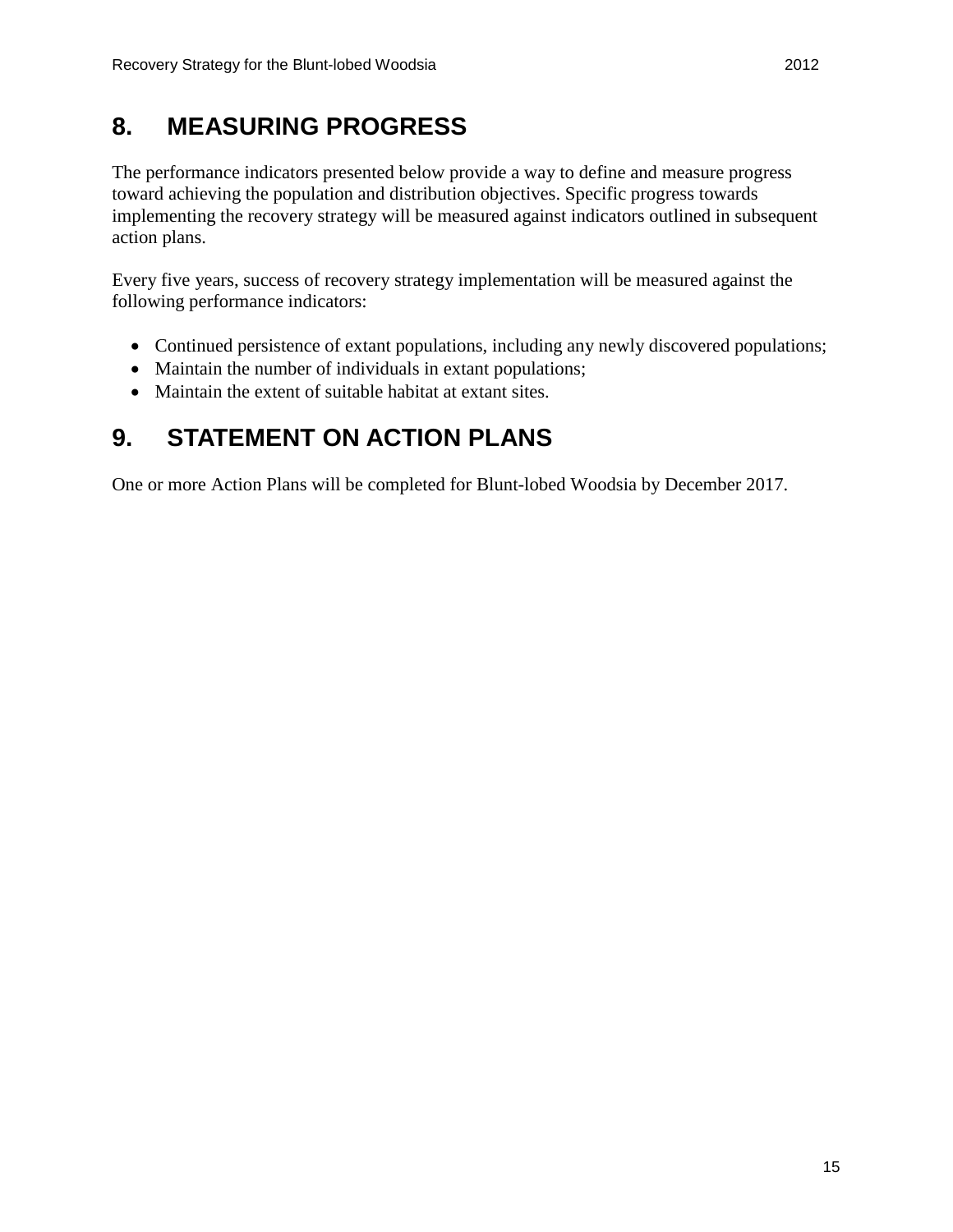# 8. MEASURING PROGRESS

The performance indicators presented below provide a way to define and measure progress toward achieving the population and distribution objectives. Specific progress towards implementing the recovery strategy will be measured against indicators outlined in subsequent action plans.

Every five years, success of recovery strategy implementation will be measured against the following performance indicators:

- Continued persistence of extant populations, including any newly discovered populations;
- Maintain the number of individuals in extant populations;
- Maintain the extent of suitable habitat at extant sites.

# 9. STATEMENT ON ACTION PLANS

One or more Action Plans will be completed for Blunt-lobed Woodsia by December 2017.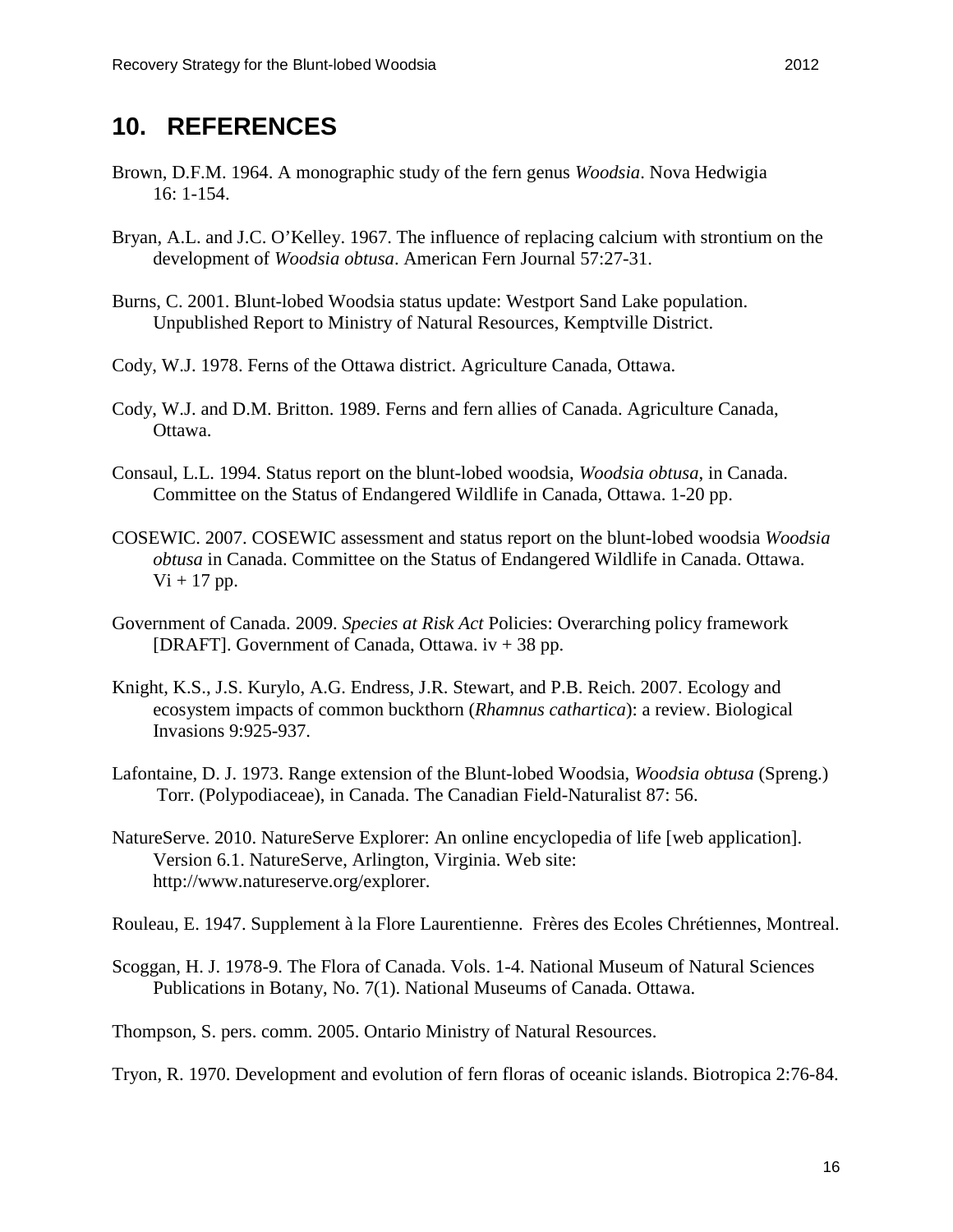## 10. REFERENCES

Brown, D.F.M. 1964. A monographic study of the fern genus *Woodsia*. Nova Hedwigia 16: 1-154.

Bryan, A.L. and J.C. O'Kelley. 1967. The influence of replacing calcium with strontium on the development of *Woodsia obtusa*. American Fern Journal 57:27-31.

Burns, C. 2001. Blunt-lobed Woodsia status update: Westport Sand Lake population. Unpublished Report to Ministry of Natural Resources, Kemptville District.

Cody, W.J. 1978. Ferns of the Ottawa district. Agriculture Canada, Ottawa.

Cody, W.J. and D.M. Britton. 1989. Ferns and fern allies of Canada. Agriculture Canada, Ottawa.

Consaul, L.L. 1994. Status report on the blunt-lobed woodsia, *Woodsia obtusa*, in Canada. Committee on the Status of Endangered Wildlife in Canada, Ottawa. 1-20 pp.

COSEWIC. 2007. COSEWIC assessment and status report on the blunt-lobed woodsia *Woodsia obtusa* in Canada. Committee on the Status of Endangered Wildlife in Canada. Ottawa. Vi + 17 pp.

Government of Canada. 2009. *Species at Risk Act* Policies: Overarching policy framework [DRAFT]. Government of Canada, Ottawa. iv + 38 pp.

Knight, K.S., J.S. Kurylo, A.G. Endress, J.R. Stewart, and P.B. Reich. 2007. Ecology and ecosystem impacts of common buckthorn (*Rhamnus cathartica*): a review. Biological Invasions 9:925-937.

Lafontaine, D. J. 1973. Range extension of the Blunt-lobed Woodsia, *Woodsia obtusa* (Spreng.) Torr. (Polypodiaceae), in Canada. The Canadian Field-Naturalist 87: 56.

NatureServe. 2010. NatureServe Explorer: An online encyclopedia of life [web application]. Version 6.1. NatureServe, Arlington, Virginia. Web site: http://www.natureserve.org/explorer.

Rouleau, E. 1947. Supplement à la Flore Laurentienne. Frères des Ecoles Chrétiennes, Montreal.

Scoggan, H. J. 1978-9. The Flora of Canada. Vols. 1-4. National Museum of Natural Sciences Publications in Botany, No. 7(1). National Museums of Canada. Ottawa.

Thompson, S. pers. comm. 2005. Ontario Ministry of Natural Resources.

Tryon, R. 1970. Development and evolution of fern floras of oceanic islands. Biotropica 2:76-84.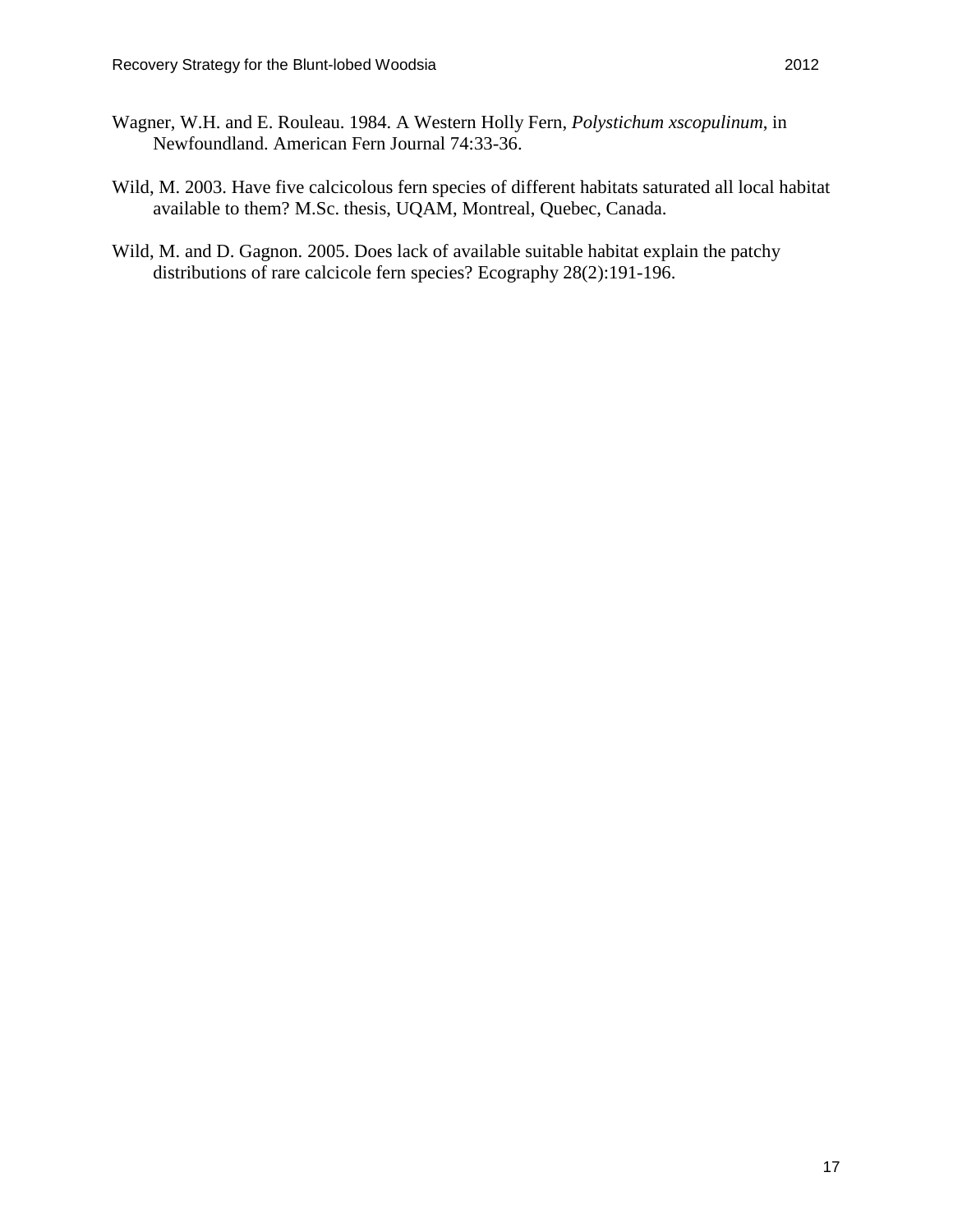Wagner, W.H. and E. Rouleau. 1984. A Western Holly Fern, *Polystichum xscopulinum*, in Newfoundland. American Fern Journal 74:33-36.

Wild, M. 2003. Have five calcicolous fern species of different habitats saturated all local habitat available to them? M.Sc. thesis, UQAM, Montreal, Quebec, Canada.

Wild, M. and D. Gagnon. 2005. Does lack of available suitable habitat explain the patchy distributions of rare calcicole fern species? Ecography 28(2):191-196.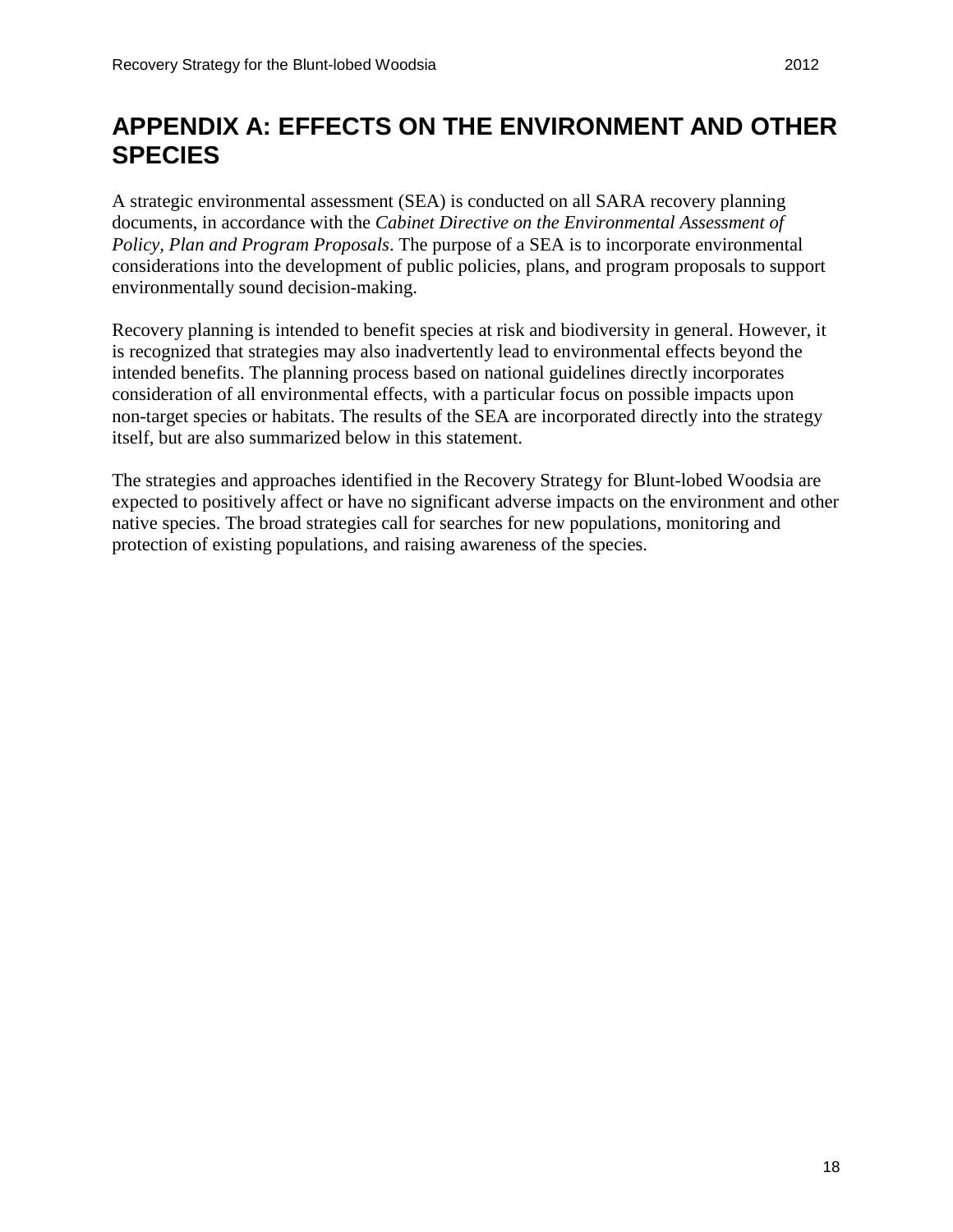# APPENDIX A: EFFECTS ON THE ENVIRONMENT AND OTHER SPECIES

A strategic environmental assessment (SEA) is conducted on all SARA recovery planning documents, in accordance with the *Cabinet Directive on the Environmental Assessment of Policy, Plan and Program Proposals*. The purpose of a SEA is to incorporate environmental considerations into the development of public policies, plans, and program proposals to support environmentally sound decision-making.

Recovery planning is intended to benefit species at risk and biodiversity in general. However, it is recognized that strategies may also inadvertently lead to environmental effects beyond the intended benefits. The planning process based on national guidelines directly incorporates consideration of all environmental effects, with a particular focus on possible impacts upon non-target species or habitats. The results of the SEA are incorporated directly into the strategy itself, but are also summarized below in this statement.

The strategies and approaches identified in the Recovery Strategy for Blunt-lobed Woodsia are expected to positively affect or have no significant adverse impacts on the environment and other native species. The broad strategies call for searches for new populations, monitoring and protection of existing populations, and raising awareness of the species.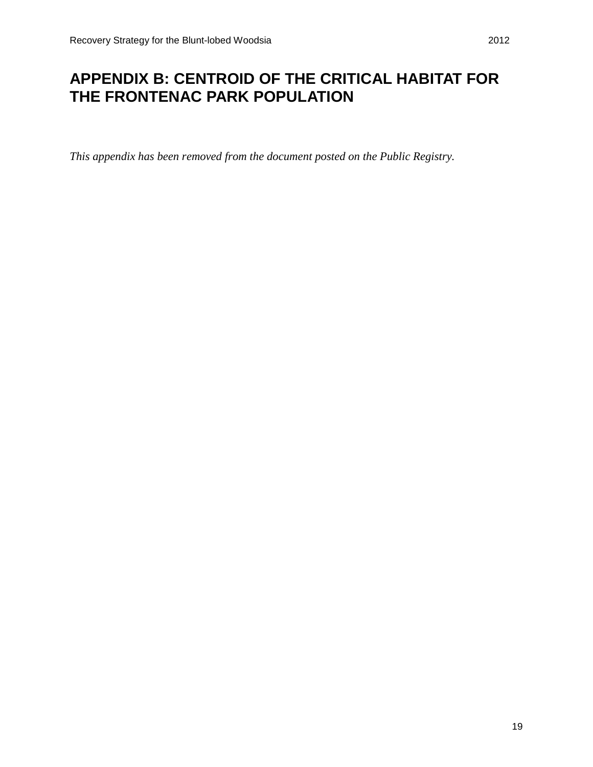# APPENDIX B: CENTROID OF THE CRITICAL HABITAT FOR THE FRONTENAC PARK POPULATION

*This appendix has been removed from the document posted on the Public Registry.*